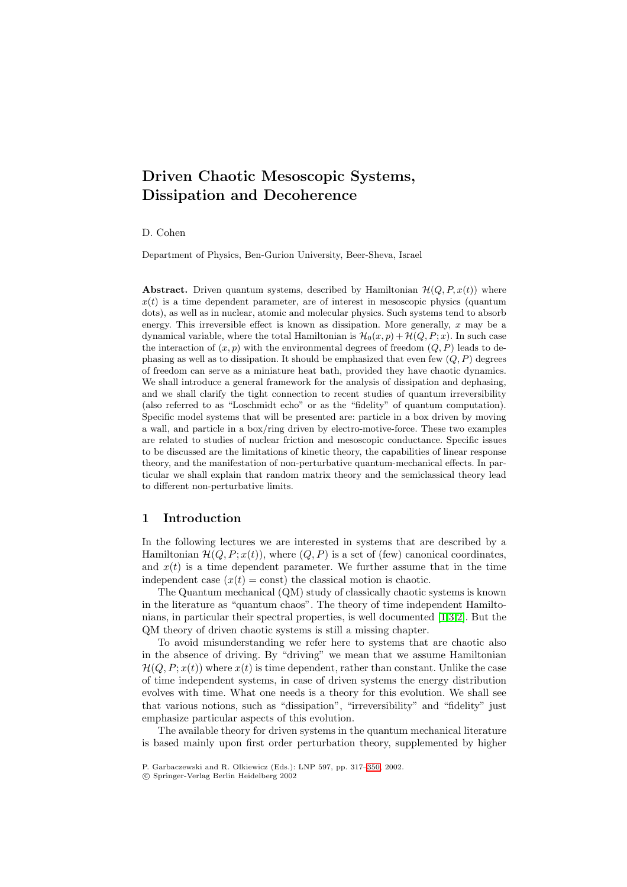# Driven Chaotic Mesoscopic Systems, Dissipation and Decoherence

D. Cohen

Department of Physics, Ben-Gurion University, Beer-Sheva, Israel

**Abstract.** Driven quantum systems, described by Hamiltonian $\mathcal{H}(Q, P, x(t))$ where $x(t)$ is a time dependent parameter, are of interest in mesoscopic physics (quantum dots), as well as in nuclear, atomic and molecular physics. Such systems tend to absorb energy. This irreversible effect is known as dissipation. More generally, $x$ may be a dynamical variable, where the total Hamiltonian is $\mathcal{H}_0(x, p) + \mathcal{H}(Q, P; x)$. In such case the interaction of $(x, p)$ with the environmental degrees of freedom $(Q, P)$ leads to dephasing as well as to dissipation. It should be emphasized that even few $(Q, P)$ degrees of freedom can serve as a miniature heat bath, provided they have chaotic dynamics. We shall introduce a general framework for the analysis of dissipation and dephasing, and we shall clarify the tight connection to recent studies of quantum irreversibility (also referred to as "Loschmidt echo" or as the "fidelity" of quantum computation). Specific model systems that will be presented are: particle in a box driven by moving a wall, and particle in a box/ring driven by electro-motive-force. These two examples are related to studies of nuclear friction and mesoscopic conductance. Specific issues to be discussed are the limitations of kinetic theory, the capabilities of linear response theory, and the manifestation of non-perturbative quantum-mechanical effects. In particular we shall explain that random matrix theory and the semiclassical theory lead to different non-perturbative limits.

## 1 Introduction

In the following lectures we are interested in systems that are described by a Hamiltonian $\mathcal{H}(Q, P; x(t))$, where $(Q, P)$ is a set of (few) canonical coordinates, and $x(t)$ is a time dependent parameter. We further assume that in the time independent case ($x(t) = \text{const}$) the classical motion is chaotic.

The Quantum mechanical (QM) study of classically chaotic systems is known in the literature as "quantum chaos". The theory of time independent Hamiltonians, in particular their spectral properties, is well documented [1,3,2]. But the QM theory of driven chaotic systems is still a missing chapter.

To avoid misunderstanding we refer here to systems that are chaotic also in the absence of driving. By "driving" we mean that we assume Hamiltonian $\mathcal{H}(Q, P; x(t))$ where $x(t)$ is time dependent, rather than constant. Unlike the case of time independent systems, in case of driven systems the energy distribution evolves with time. What one needs is a theory for this evolution. We shall see that various notions, such as "dissipation", "irreversibility" and "fidelity" just emphasize particular aspects of this evolution.

The available theory for driven systems in the quantum mechanical literature is based mainly upon first order perturbation theory, supplemented by higher

P. Garbaczewski and R. Olkiewicz (Eds.): LNP 597, pp. 317–350, 2002.
© Springer-Verlag Berlin Heidelberg 2002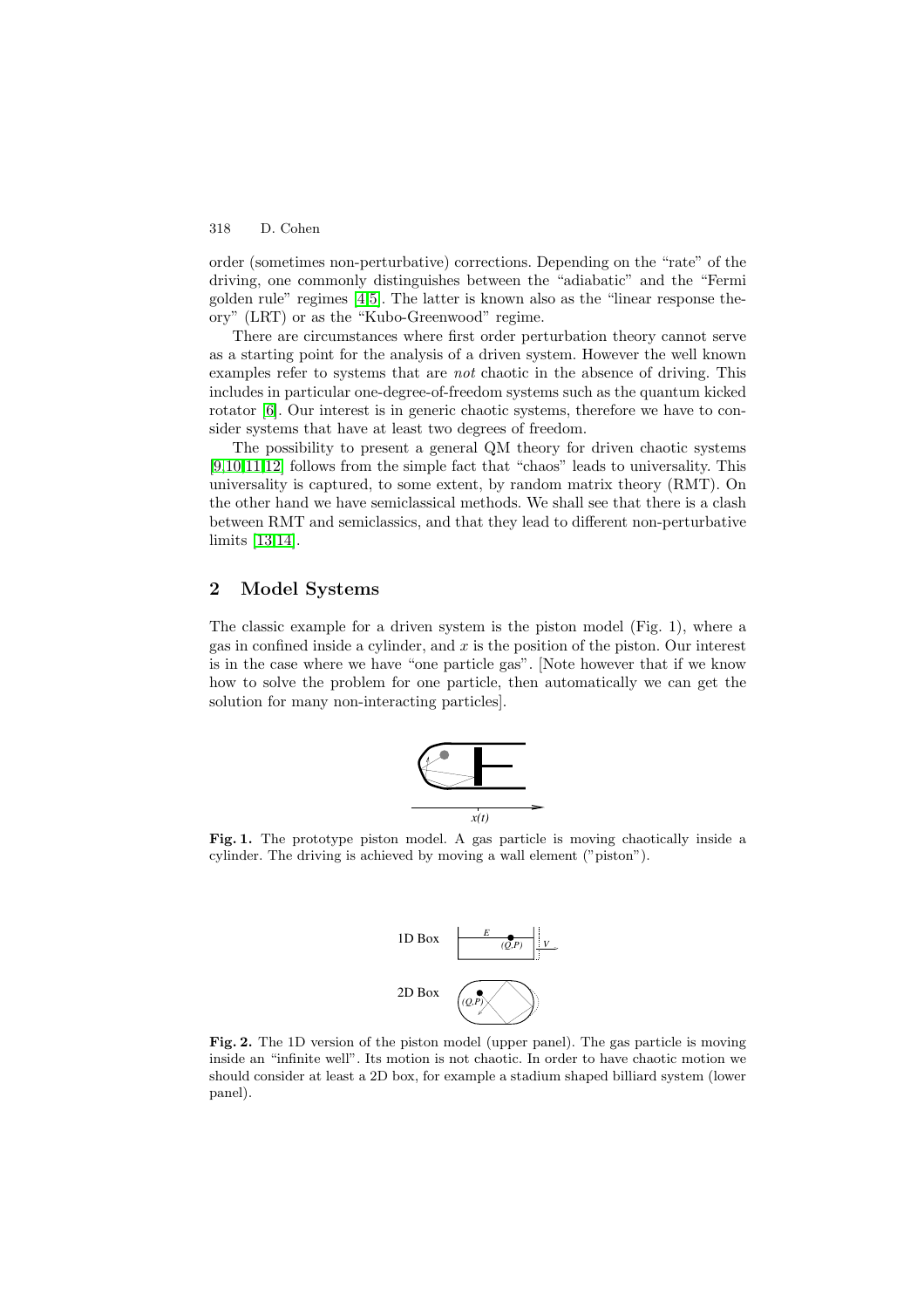order (sometimes non-perturbative) corrections. Depending on the "rate" of the driving, one commonly distinguishes between the "adiabatic" and the "Fermi golden rule" regimes [4,5]. The latter is known also as the "linear response theory" (LRT) or as the "Kubo-Greenwood" regime.

There are circumstances where first order perturbation theory cannot serve as a starting point for the analysis of a driven system. However the well known examples refer to systems that are *not* chaotic in the absence of driving. This includes in particular one-degree-of-freedom systems such as the quantum kicked rotator [6]. Our interest is in generic chaotic systems, therefore we have to consider systems that have at least two degrees of freedom.

The possibility to present a general QM theory for driven chaotic systems [9,10,11,12] follows from the simple fact that "chaos" leads to universality. This universality is captured, to some extent, by random matrix theory (RMT). On the other hand we have semiclassical methods. We shall see that there is a clash between RMT and semiclassics, and that they lead to different non-perturbative limits [13,14].

## 2 Model Systems

The classic example for a driven system is the piston model (Fig. 1), where a gas in confined inside a cylinder, and $x$ is the position of the piston. Our interest is in the case where we have "one particle gas". [Note however that if we know how to solve the problem for one particle, then automatically we can get the solution for many non-interacting particles].

**Fig. 1.** The prototype piston model. A gas particle is moving chaotically inside a cylinder. The driving is achieved by moving a wall element ("piston").

**Fig. 2.** The 1D version of the piston model (upper panel). The gas particle is moving inside an "infinite well". Its motion is not chaotic. In order to have chaotic motion we should consider at least a 2D box, for example a stadium shaped billiard system (lower panel).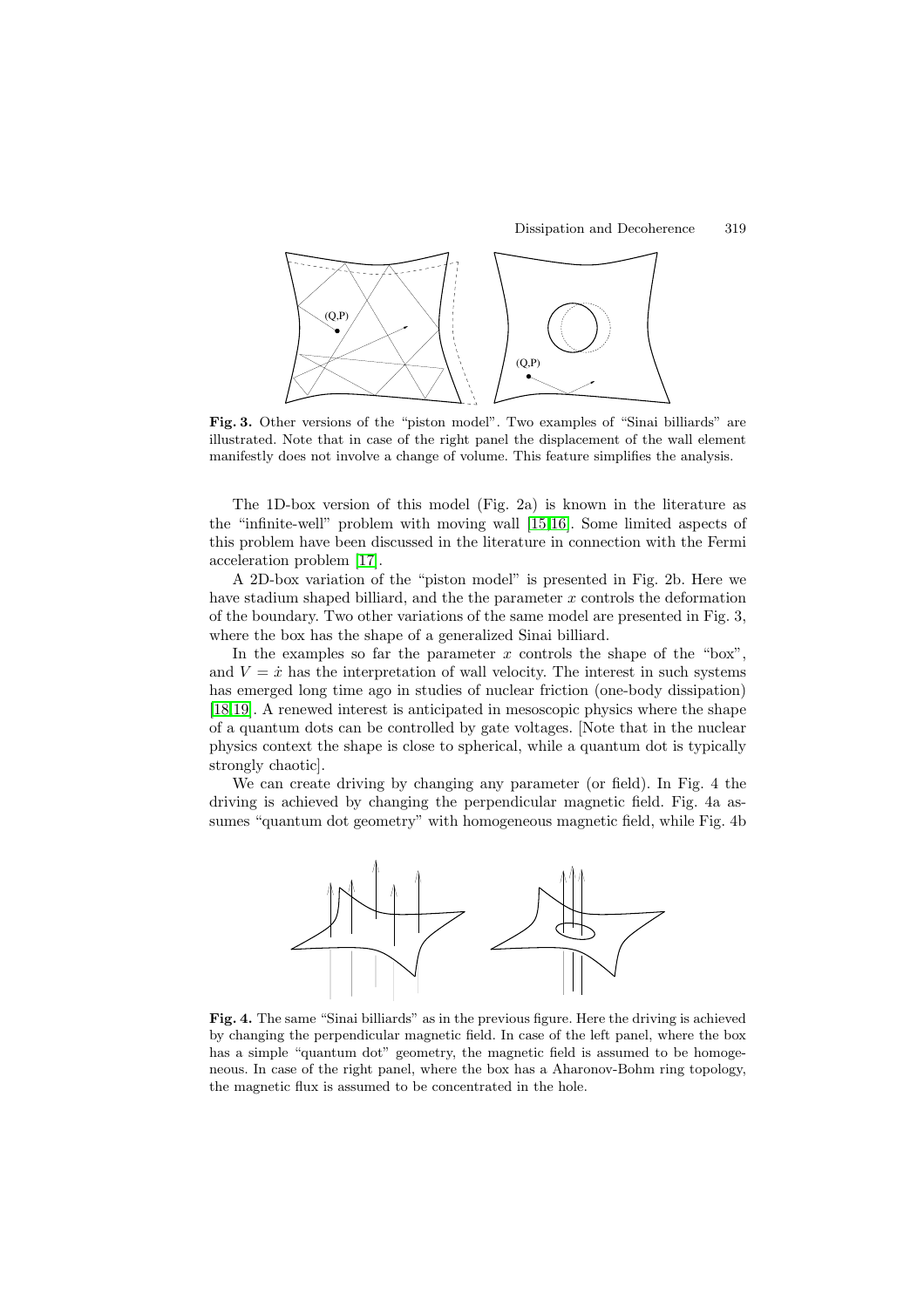**Fig. 3.** Other versions of the "piston model". Two examples of "Sinai billiards" are illustrated. Note that in case of the right panel the displacement of the wall element manifestly does not involve a change of volume. This feature simplifies the analysis.

The 1D-box version of this model (Fig. 2a) is known in the literature as the "infinite-well" problem with moving wall [15,16]. Some limited aspects of this problem have been discussed in the literature in connection with the Fermi acceleration problem [17].

A 2D-box variation of the "piston model" is presented in Fig. 2b. Here we have stadium shaped billiard, and the the parameter $x$ controls the deformation of the boundary. Two other variations of the same model are presented in Fig. 3, where the box has the shape of a generalized Sinai billiard.

In the examples so far the parameter $x$ controls the shape of the "box", and $V = \dot{x}$ has the interpretation of wall velocity. The interest in such systems has emerged long time ago in studies of nuclear friction (one-body dissipation) [18,19]. A renewed interest is anticipated in mesoscopic physics where the shape of a quantum dots can be controlled by gate voltages. [Note that in the nuclear physics context the shape is close to spherical, while a quantum dot is typically strongly chaotic].

We can create driving by changing any parameter (or field). In Fig. 4 the driving is achieved by changing the perpendicular magnetic field. Fig. 4a assumes "quantum dot geometry" with homogeneous magnetic field, while Fig. 4b

**Fig. 4.** The same "Sinai billiards" as in the previous figure. Here the driving is achieved by changing the perpendicular magnetic field. In case of the left panel, where the box has a simple "quantum dot" geometry, the magnetic field is assumed to be homogeneous. In case of the right panel, where the box has a Aharonov-Bohm ring topology, the magnetic flux is assumed to be concentrated in the hole.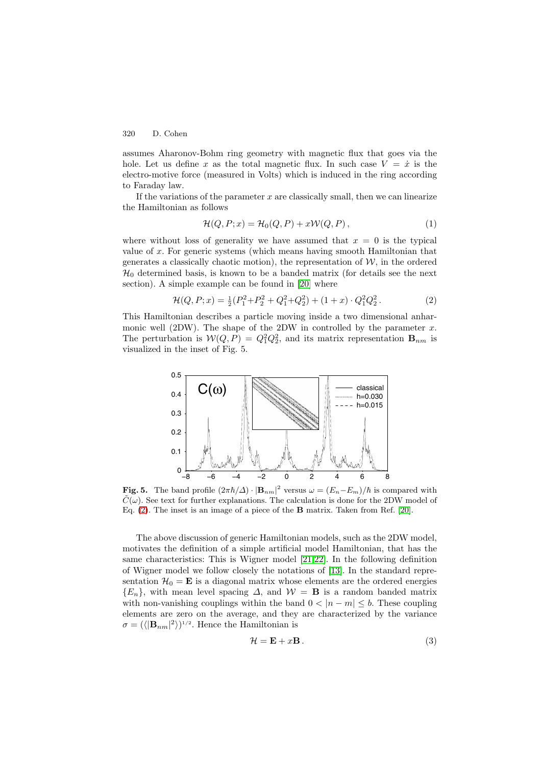assumes Aharonov-Bohm ring geometry with magnetic flux that goes via the hole. Let us define $x$ as the total magnetic flux. In such case $V = \dot{x}$ is the electro-motive force (measured in Volts) which is induced in the ring according to Faraday law.

If the variations of the parameter $x$ are classically small, then we can linearize the Hamiltonian as follows

$$\mathcal{H}(Q, P; x) = \mathcal{H}_0(Q, P) + x\mathcal{W}(Q, P)\,, \tag{1}$$

where without loss of generality we have assumed that $x = 0$ is the typical value of $x$. For generic systems (which means having smooth Hamiltonian that generates a classically chaotic motion), the representation of $\mathcal{W}$, in the ordered $\mathcal{H}_0$ determined basis, is known to be a banded matrix (for details see the next section). A simple example can be found in [20] where

$$\mathcal{H}(Q, P; x) = \tfrac{1}{2}(P_1^2 + P_2^2 + Q_1^2 + Q_2^2) + (1 + x) \cdot Q_1^2 Q_2^2\,. \tag{2}$$

This Hamiltonian describes a particle moving inside a two dimensional anharmonic well (2DW). The shape of the 2DW in controlled by the parameter $x$. The perturbation is $\mathcal{W}(Q, P) = Q_1^2 Q_2^2$, and its matrix representation $\mathbf{B}_{nm}$ is visualized in the inset of Fig. 5.

**Fig. 5.** The band profile $(2\pi\hbar/\Delta) \cdot |\mathbf{B}_{nm}|^2$ versus $\omega = (E_n - E_m)/\hbar$ is compared with $\tilde{C}(\omega)$. See text for further explanations. The calculation is done for the 2DW model of Eq. (2). The inset is an image of a piece of the $\mathbf{B}$ matrix. Taken from Ref. [20].

The above discussion of generic Hamiltonian models, such as the 2DW model, motivates the definition of a simple artificial model Hamiltonian, that has the same characteristics: This is Wigner model [21,22]. In the following definition of Wigner model we follow closely the notations of [13]. In the standard representation $\mathcal{H}_0 = \mathbf{E}$ is a diagonal matrix whose elements are the ordered energies $\{E_n\}$, with mean level spacing $\Delta$, and $\mathcal{W} = \mathbf{B}$ is a random banded matrix with non-vanishing couplings within the band $0 < |n - m| \le b$. These coupling elements are zero on the average, and they are characterized by the variance $\sigma = (\langle |\mathbf{B}_{nm}|^2 \rangle)^{1/2}$. Hence the Hamiltonian is

$$\mathcal{H} = \mathbf{E} + x\mathbf{B}\,. \tag{3}$$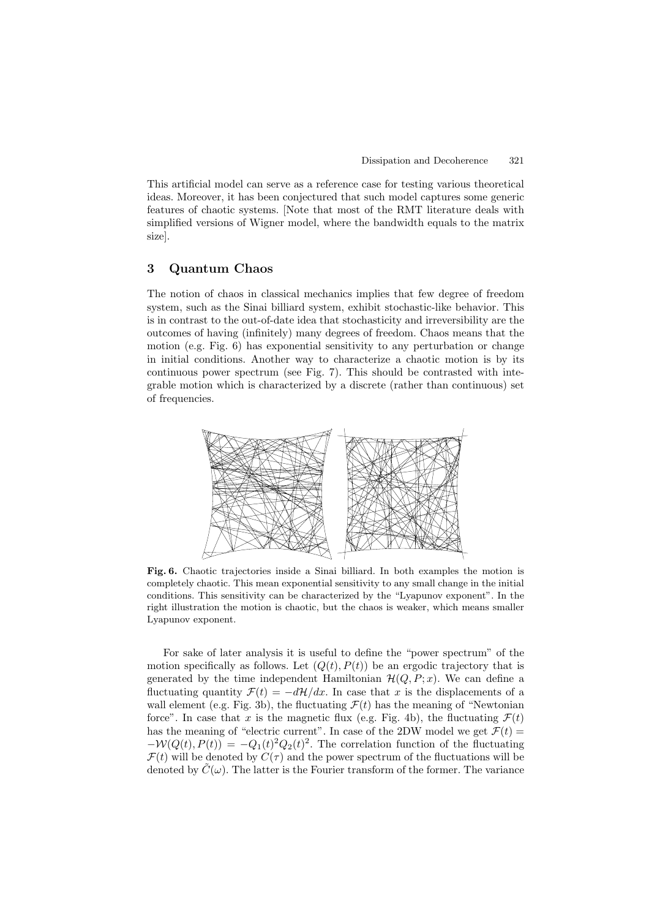This artificial model can serve as a reference case for testing various theoretical ideas. Moreover, it has been conjectured that such model captures some generic features of chaotic systems. [Note that most of the RMT literature deals with simplified versions of Wigner model, where the bandwidth equals to the matrix size].

## 3 Quantum Chaos

The notion of chaos in classical mechanics implies that few degree of freedom system, such as the Sinai billiard system, exhibit stochastic-like behavior. This is in contrast to the out-of-date idea that stochasticity and irreversibility are the outcomes of having (infinitely) many degrees of freedom. Chaos means that the motion (e.g. Fig. 6) has exponential sensitivity to any perturbation or change in initial conditions. Another way to characterize a chaotic motion is by its continuous power spectrum (see Fig. 7). This should be contrasted with integrable motion which is characterized by a discrete (rather than continuous) set of frequencies.

**Fig. 6.** Chaotic trajectories inside a Sinai billiard. In both examples the motion is completely chaotic. This mean exponential sensitivity to any small change in the initial conditions. This sensitivity can be characterized by the "Lyapunov exponent". In the right illustration the motion is chaotic, but the chaos is weaker, which means smaller Lyapunov exponent.

For sake of later analysis it is useful to define the "power spectrum" of the motion specifically as follows. Let $(Q(t), P(t))$ be an ergodic trajectory that is generated by the time independent Hamiltonian $\mathcal{H}(Q, P; x)$. We can define a fluctuating quantity $\mathcal{F}(t) = -d\mathcal{H}/dx$. In case that $x$ is the displacements of a wall element (e.g. Fig. 3b), the fluctuating $\mathcal{F}(t)$ has the meaning of "Newtonian force". In case that $x$ is the magnetic flux (e.g. Fig. 4b), the fluctuating $\mathcal{F}(t)$ has the meaning of "electric current". In case of the 2DW model we get $\mathcal{F}(t) = -\mathcal{W}(Q(t), P(t)) = -Q_1(t)^2 Q_2(t)^2$. The correlation function of the fluctuating $\mathcal{F}(t)$ will be denoted by $C(\tau)$ and the power spectrum of the fluctuations will be denoted by $\tilde{C}(\omega)$. The latter is the Fourier transform of the former. The variance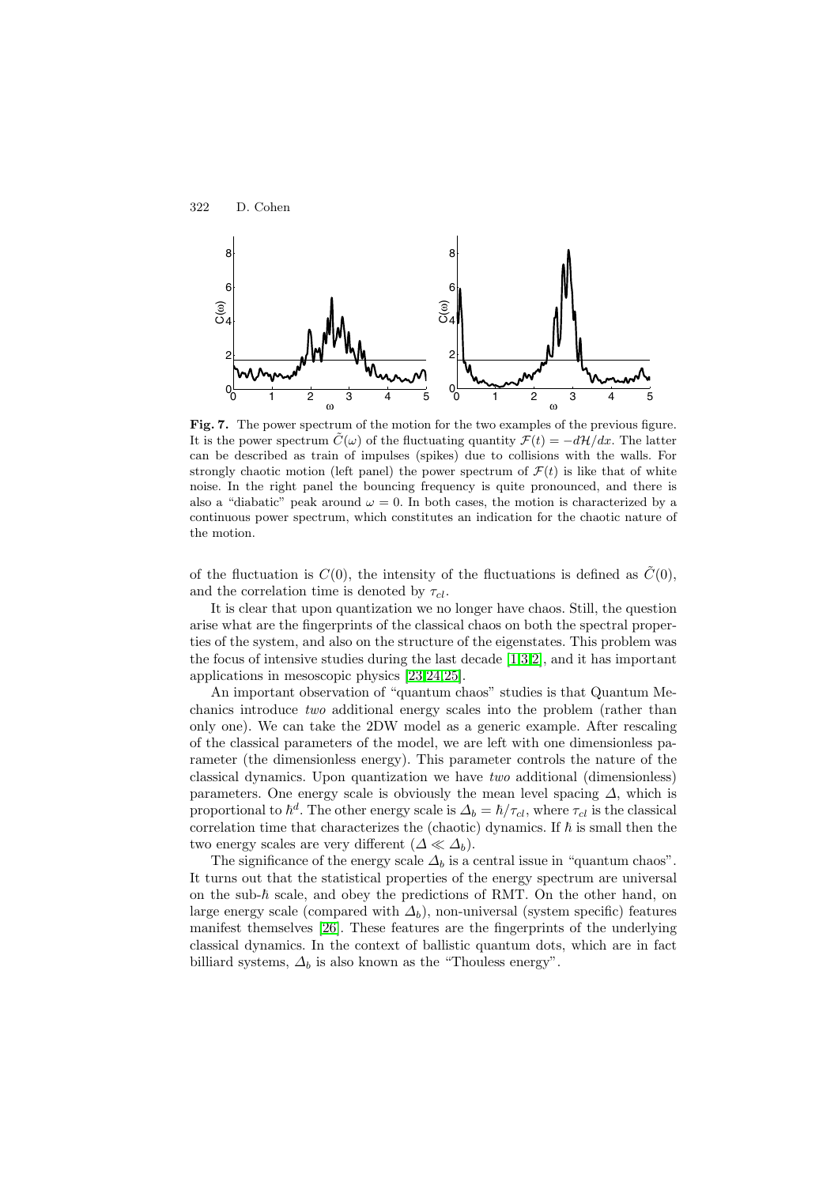**Fig. 7.** The power spectrum of the motion for the two examples of the previous figure. It is the power spectrum $\tilde{C}(\omega)$ of the fluctuating quantity $\mathcal{F}(t) = -d\mathcal{H}/dx$. The latter can be described as train of impulses (spikes) due to collisions with the walls. For strongly chaotic motion (left panel) the power spectrum of $\mathcal{F}(t)$ is like that of white noise. In the right panel the bouncing frequency is quite pronounced, and there is also a "diabatic" peak around $\omega = 0$. In both cases, the motion is characterized by a continuous power spectrum, which constitutes an indication for the chaotic nature of the motion.

of the fluctuation is $C(0)$, the intensity of the fluctuations is defined as $\tilde{C}(0)$, and the correlation time is denoted by $\tau_{cl}$.

It is clear that upon quantization we no longer have chaos. Still, the question arise what are the fingerprints of the classical chaos on both the spectral properties of the system, and also on the structure of the eigenstates. This problem was the focus of intensive studies during the last decade [1,3,2], and it has important applications in mesoscopic physics [23,24,25].

An important observation of "quantum chaos" studies is that Quantum Mechanics introduce *two* additional energy scales into the problem (rather than only one). We can take the 2DW model as a generic example. After rescaling of the classical parameters of the model, we are left with one dimensionless parameter (the dimensionless energy). This parameter controls the nature of the classical dynamics. Upon quantization we have *two* additional (dimensionless) parameters. One energy scale is obviously the mean level spacing $\Delta$, which is proportional to $\hbar^d$. The other energy scale is $\Delta_b = \hbar/\tau_{cl}$, where $\tau_{cl}$ is the classical correlation time that characterizes the (chaotic) dynamics. If $\hbar$ is small then the two energy scales are very different ($\Delta \ll \Delta_b$).

The significance of the energy scale $\Delta_b$ is a central issue in "quantum chaos". It turns out that the statistical properties of the energy spectrum are universal on the sub-$\hbar$ scale, and obey the predictions of RMT. On the other hand, on large energy scale (compared with $\Delta_b$), non-universal (system specific) features manifest themselves [26]. These features are the fingerprints of the underlying classical dynamics. In the context of ballistic quantum dots, which are in fact billiard systems, $\Delta_b$ is also known as the "Thouless energy".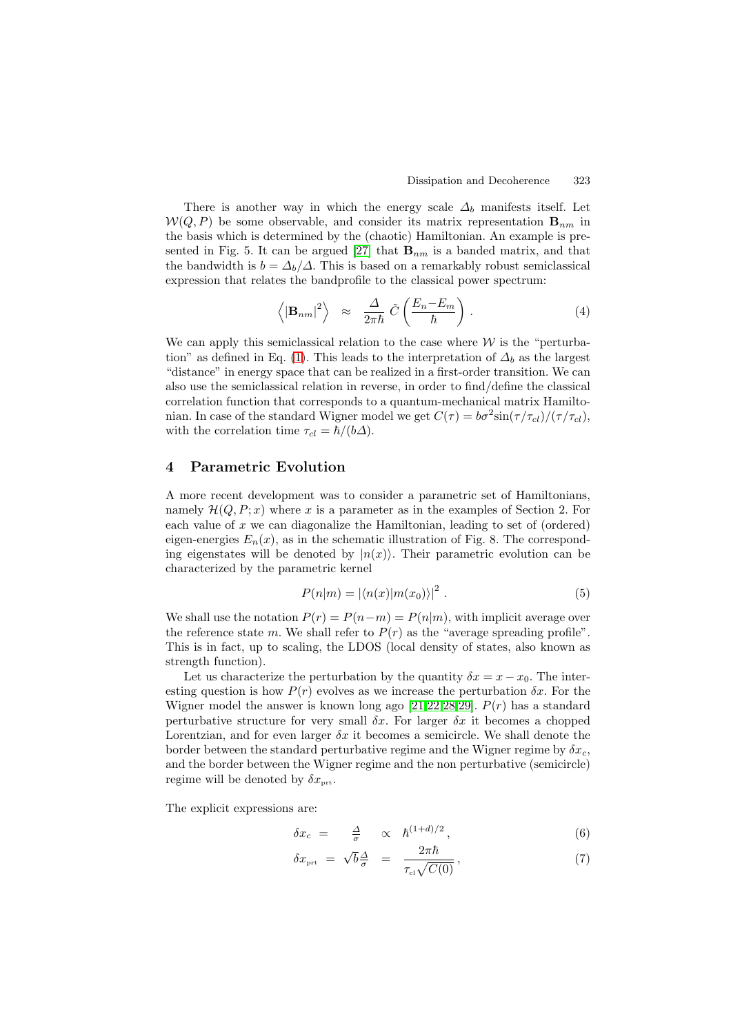There is another way in which the energy scale $\varDelta_b$ manifests itself. Let $\mathcal{W}(Q,P)$ be some observable, and consider its matrix representation $\mathbf{B}_{nm}$ in the basis which is determined by the (chaotic) Hamiltonian. An example is presented in Fig. 5. It can be argued [27] that $\mathbf{B}_{nm}$ is a banded matrix, and that the bandwidth is $b = \varDelta_b/\varDelta$. This is based on a remarkably robust semiclassical expression that relates the bandprofile to the classical power spectrum:

$$\left\langle |\mathbf{B}_{nm}|^2 \right\rangle \;\approx\; \frac{\varDelta}{2\pi\hbar}\; \tilde{C}\left(\frac{E_n - E_m}{\hbar}\right) . \tag{4}$$

We can apply this semiclassical relation to the case where $\mathcal{W}$ is the "perturbation" as defined in Eq. (1). This leads to the interpretation of $\varDelta_b$ as the largest "distance" in energy space that can be realized in a first-order transition. We can also use the semiclassical relation in reverse, in order to find/define the classical correlation function that corresponds to a quantum-mechanical matrix Hamiltonian. In case of the standard Wigner model we get $C(\tau) = b\sigma^2 \sin(\tau/\tau_{cl})/(\tau/\tau_{cl})$, with the correlation time $\tau_{cl} = \hbar/(b\varDelta)$.

## 4 Parametric Evolution

A more recent development was to consider a parametric set of Hamiltonians, namely $\mathcal{H}(Q,P;x)$ where $x$ is a parameter as in the examples of Section 2. For each value of $x$ we can diagonalize the Hamiltonian, leading to set of (ordered) eigen-energies $E_n(x)$, as in the schematic illustration of Fig. 8. The corresponding eigenstates will be denoted by $|n(x)\rangle$. Their parametric evolution can be characterized by the parametric kernel

$$P(n|m) = |\langle n(x)|m(x_0)\rangle|^2 . \tag{5}$$

We shall use the notation $P(r) = P(n-m) = P(n|m)$, with implicit average over the reference state $m$. We shall refer to $P(r)$ as the "average spreading profile". This is in fact, up to scaling, the LDOS (local density of states, also known as strength function).

Let us characterize the perturbation by the quantity $\delta x = x - x_0$. The interesting question is how $P(r)$ evolves as we increase the perturbation $\delta x$. For the Wigner model the answer is known long ago [21,22,28,29]. $P(r)$ has a standard perturbative structure for very small $\delta x$. For larger $\delta x$ it becomes a chopped Lorentzian, and for even larger $\delta x$ it becomes a semicircle. We shall denote the border between the standard perturbative regime and the Wigner regime by $\delta x_c$, and the border between the Wigner regime and the non perturbative (semicircle) regime will be denoted by $\delta x_{\text{prt}}$.

The explicit expressions are:

$$\delta x_c \;=\; \frac{\varDelta}{\sigma} \;\propto\; \hbar^{(1+d)/2} , \tag{6}$$

$$\delta x_{\text{prt}} \;=\; \sqrt{b}\frac{\varDelta}{\sigma} \;=\; \frac{2\pi\hbar}{\tau_{\text{cl}}\sqrt{C(0)}} , \tag{7}$$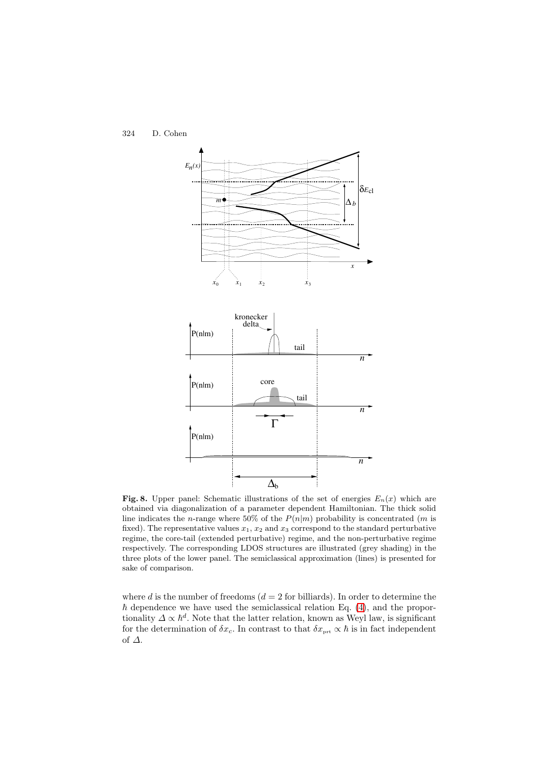**Fig. 8.** Upper panel: Schematic illustrations of the set of energies $E_n(x)$ which are obtained via diagonalization of a parameter dependent Hamiltonian. The thick solid line indicates the $n$-range where 50% of the $P(n|m)$ probability is concentrated ($m$ is fixed). The representative values $x_1$, $x_2$ and $x_3$ correspond to the standard perturbative regime, the core-tail (extended perturbative) regime, and the non-perturbative regime respectively. The corresponding LDOS structures are illustrated (grey shading) in the three plots of the lower panel. The semiclassical approximation (lines) is presented for sake of comparison.

where $d$ is the number of freedoms ($d = 2$ for billiards). In order to determine the $\hbar$ dependence we have used the semiclassical relation Eq. (4), and the proportionality $\Delta \propto \hbar^d$. Note that the latter relation, known as Weyl law, is significant for the determination of $\delta x_c$. In contrast to that $\delta x_{\text{prt}} \propto \hbar$ is in fact independent of $\Delta$.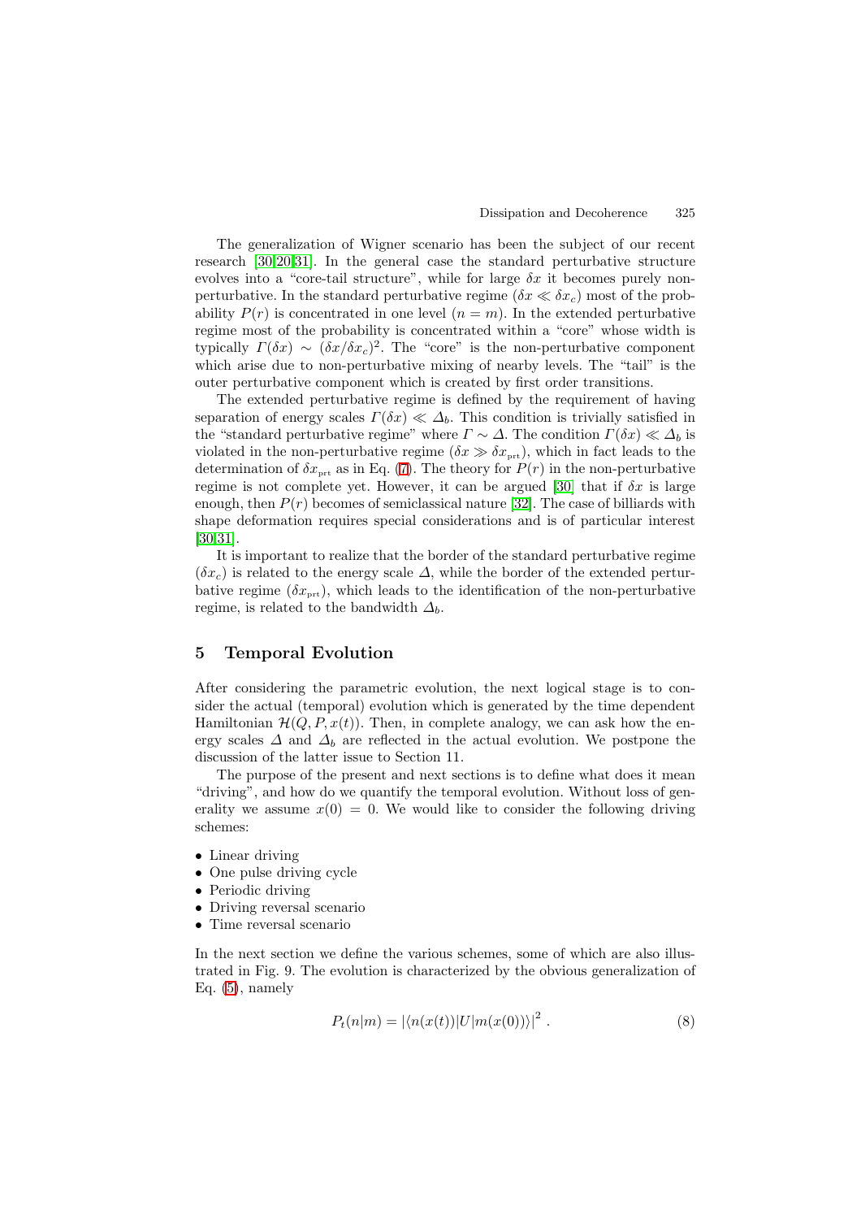The generalization of Wigner scenario has been the subject of our recent research [30,20,31]. In the general case the standard perturbative structure evolves into a "core-tail structure", while for large $\delta x$ it becomes purely non-perturbative. In the standard perturbative regime ($\delta x \ll \delta x_c$) most of the probability $P(r)$ is concentrated in one level ($n = m$). In the extended perturbative regime most of the probability is concentrated within a "core" whose width is typically $\varGamma(\delta x) \sim (\delta x/\delta x_c)^2$. The "core" is the non-perturbative component which arise due to non-perturbative mixing of nearby levels. The "tail" is the outer perturbative component which is created by first order transitions.

The extended perturbative regime is defined by the requirement of having separation of energy scales $\varGamma(\delta x) \ll \varDelta_b$. This condition is trivially satisfied in the "standard perturbative regime" where $\varGamma \sim \varDelta$. The condition $\varGamma(\delta x) \ll \varDelta_b$ is violated in the non-perturbative regime ($\delta x \gg \delta x_{\text{prt}}$), which in fact leads to the determination of $\delta x_{\text{prt}}$ as in Eq. (7). The theory for $P(r)$ in the non-perturbative regime is not complete yet. However, it can be argued [30] that if $\delta x$ is large enough, then $P(r)$ becomes of semiclassical nature [32]. The case of billiards with shape deformation requires special considerations and is of particular interest [30,31].

It is important to realize that the border of the standard perturbative regime ($\delta x_c$) is related to the energy scale $\varDelta$, while the border of the extended perturbative regime ($\delta x_{\text{prt}}$), which leads to the identification of the non-perturbative regime, is related to the bandwidth $\varDelta_b$.

## 5 Temporal Evolution

After considering the parametric evolution, the next logical stage is to consider the actual (temporal) evolution which is generated by the time dependent Hamiltonian $\mathcal{H}(Q, P, x(t))$. Then, in complete analogy, we can ask how the energy scales $\varDelta$ and $\varDelta_b$ are reflected in the actual evolution. We postpone the discussion of the latter issue to Section 11.

The purpose of the present and next sections is to define what does it mean "driving", and how do we quantify the temporal evolution. Without loss of generality we assume $x(0) = 0$. We would like to consider the following driving schemes:

- Linear driving
- One pulse driving cycle
- Periodic driving
- Driving reversal scenario
- Time reversal scenario

In the next section we define the various schemes, some of which are also illustrated in Fig. 9. The evolution is characterized by the obvious generalization of Eq. (5), namely

$$P_t(n|m) = \left|\langle n(x(t))|U|m(x(0))\rangle\right|^2 . \tag{8}$$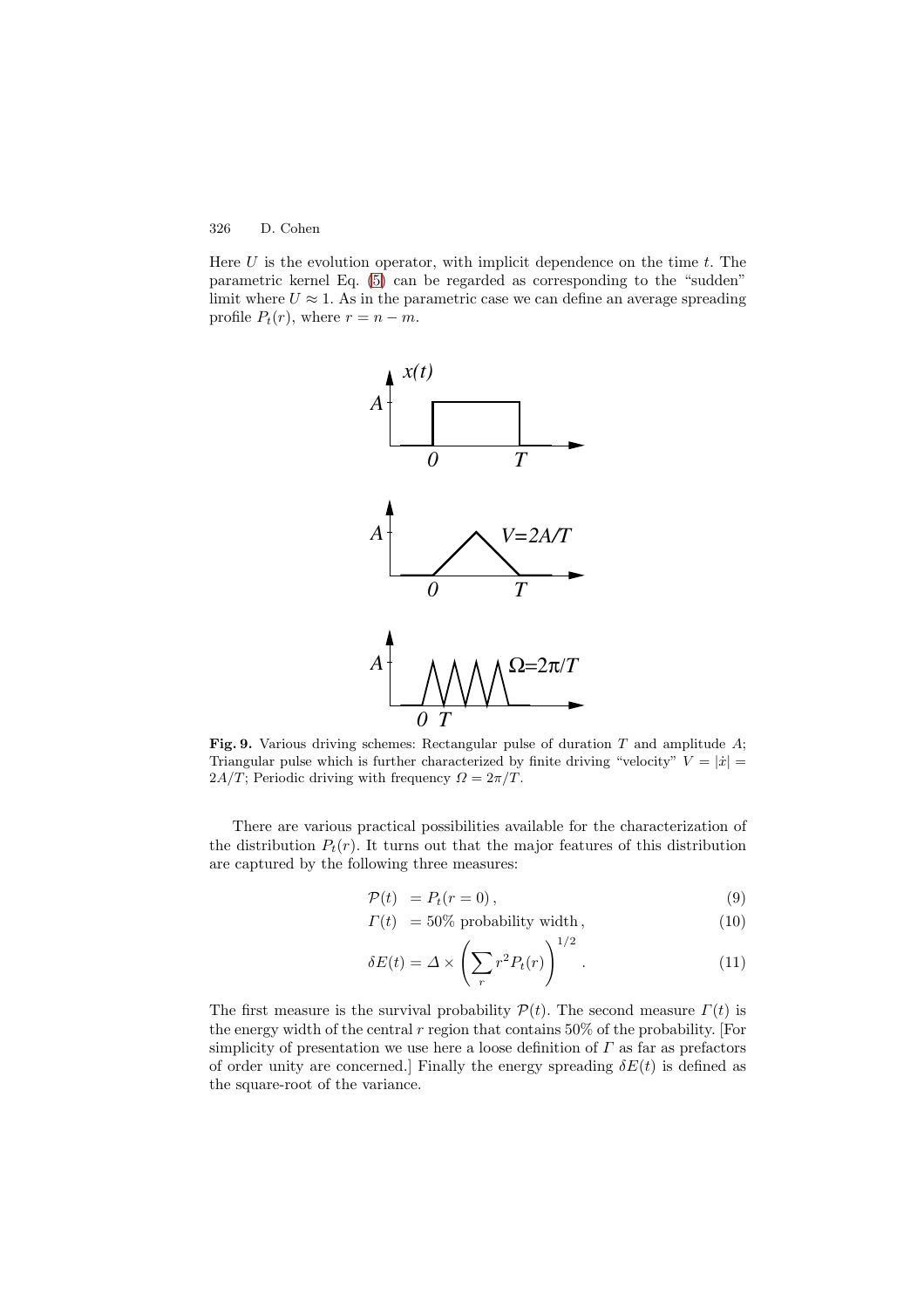Here $U$ is the evolution operator, with implicit dependence on the time $t$. The parametric kernel Eq. (5) can be regarded as corresponding to the "sudden" limit where $U \approx 1$. As in the parametric case we can define an average spreading profile $P_t(r)$, where $r = n - m$.

**Fig. 9.** Various driving schemes: Rectangular pulse of duration $T$ and amplitude $A$; Triangular pulse which is further characterized by finite driving "velocity" $V = |\dot{x}| = 2A/T$; Periodic driving with frequency $\Omega = 2\pi/T$.

There are various practical possibilities available for the characterization of the distribution $P_t(r)$. It turns out that the major features of this distribution are captured by the following three measures:

$$\mathcal{P}(t) \;= P_t(r=0)\,, \tag{9}$$

$$\Gamma(t) \;= 50\% \text{ probability width}\,, \tag{10}$$

$$\delta E(t) = \Delta \times \left(\sum_r r^2 P_t(r)\right)^{1/2}\,. \tag{11}$$

The first measure is the survival probability $\mathcal{P}(t)$. The second measure $\Gamma(t)$ is the energy width of the central $r$ region that contains 50% of the probability. [For simplicity of presentation we use here a loose definition of $\Gamma$ as far as prefactors of order unity are concerned.] Finally the energy spreading $\delta E(t)$ is defined as the square-root of the variance.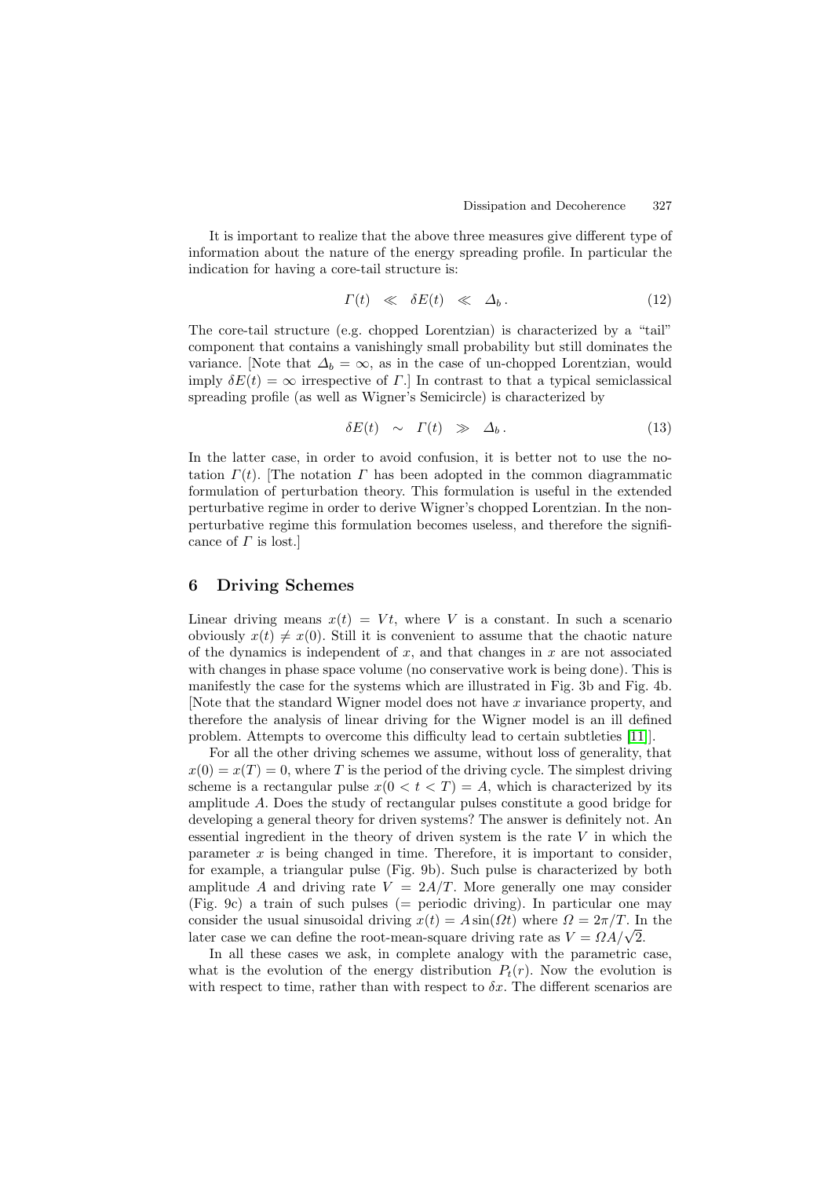It is important to realize that the above three measures give different type of information about the nature of the energy spreading profile. In particular the indication for having a core-tail structure is:

$$\Gamma(t) \quad \ll \quad \delta E(t) \quad \ll \quad \Delta_b \,. \tag{12}$$

The core-tail structure (e.g. chopped Lorentzian) is characterized by a "tail" component that contains a vanishingly small probability but still dominates the variance. [Note that $\Delta_b = \infty$, as in the case of un-chopped Lorentzian, would imply $\delta E(t) = \infty$ irrespective of $\Gamma$.] In contrast to that a typical semiclassical spreading profile (as well as Wigner's Semicircle) is characterized by

$$\delta E(t) \quad \sim \quad \Gamma(t) \quad \gg \quad \Delta_b \,. \tag{13}$$

In the latter case, in order to avoid confusion, it is better not to use the notation $\Gamma(t)$. [The notation $\Gamma$ has been adopted in the common diagrammatic formulation of perturbation theory. This formulation is useful in the extended perturbative regime in order to derive Wigner's chopped Lorentzian. In the non-perturbative regime this formulation becomes useless, and therefore the significance of $\Gamma$ is lost.]

## 6 Driving Schemes

Linear driving means $x(t) = Vt$, where $V$ is a constant. In such a scenario obviously $x(t) \neq x(0)$. Still it is convenient to assume that the chaotic nature of the dynamics is independent of $x$, and that changes in $x$ are not associated with changes in phase space volume (no conservative work is being done). This is manifestly the case for the systems which are illustrated in Fig. 3b and Fig. 4b. [Note that the standard Wigner model does not have $x$ invariance property, and therefore the analysis of linear driving for the Wigner model is an ill defined problem. Attempts to overcome this difficulty lead to certain subtleties [11]].

For all the other driving schemes we assume, without loss of generality, that $x(0) = x(T) = 0$, where $T$ is the period of the driving cycle. The simplest driving scheme is a rectangular pulse $x(0 < t < T) = A$, which is characterized by its amplitude $A$. Does the study of rectangular pulses constitute a good bridge for developing a general theory for driven systems? The answer is definitely not. An essential ingredient in the theory of driven system is the rate $V$ in which the parameter $x$ is being changed in time. Therefore, it is important to consider, for example, a triangular pulse (Fig. 9b). Such pulse is characterized by both amplitude $A$ and driving rate $V = 2A/T$. More generally one may consider (Fig. 9c) a train of such pulses (= periodic driving). In particular one may consider the usual sinusoidal driving $x(t) = A\sin(\Omega t)$ where $\Omega = 2\pi/T$. In the later case we can define the root-mean-square driving rate as $V = \Omega A/\sqrt{2}$.

In all these cases we ask, in complete analogy with the parametric case, what is the evolution of the energy distribution $P_t(r)$. Now the evolution is with respect to time, rather than with respect to $\delta x$. The different scenarios are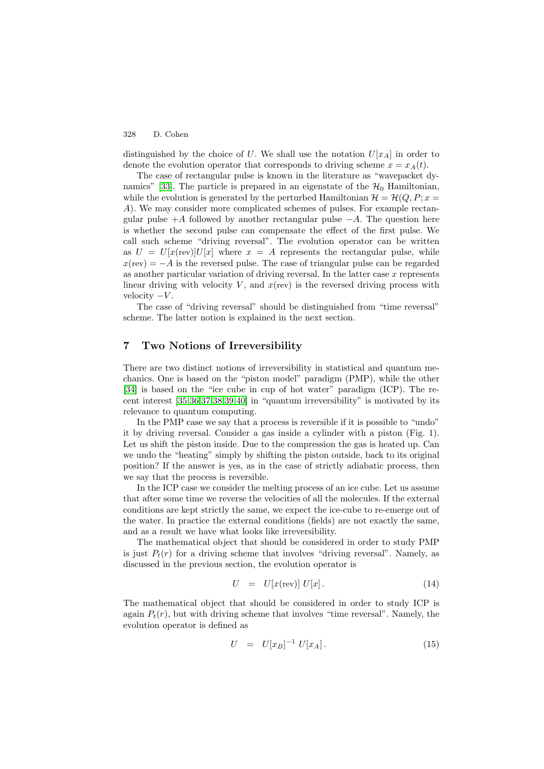distinguished by the choice of $U$. We shall use the notation $U[x_A]$ in order to denote the evolution operator that corresponds to driving scheme $x = x_A(t)$.

The case of rectangular pulse is known in the literature as "wavepacket dynamics" [33]. The particle is prepared in an eigenstate of the $\mathcal{H}_0$ Hamiltonian, while the evolution is generated by the perturbed Hamiltonian $\mathcal{H} = \mathcal{H}(Q, P; x = A)$. We may consider more complicated schemes of pulses. For example rectangular pulse $+A$ followed by another rectangular pulse $-A$. The question here is whether the second pulse can compensate the effect of the first pulse. We call such scheme "driving reversal". The evolution operator can be written as $U = U[x(\text{rev})]U[x]$ where $x = A$ represents the rectangular pulse, while $x(\text{rev}) = -A$ is the reversed pulse. The case of triangular pulse can be regarded as another particular variation of driving reversal. In the latter case $x$ represents linear driving with velocity $V$, and $x(\text{rev})$ is the reversed driving process with velocity $-V$.

The case of "driving reversal" should be distinguished from "time reversal" scheme. The latter notion is explained in the next section.

## 7 Two Notions of Irreversibility

There are two distinct notions of irreversibility in statistical and quantum mechanics. One is based on the "piston model" paradigm (PMP), while the other [34] is based on the "ice cube in cup of hot water" paradigm (ICP). The recent interest [35,36,37,38,39,40] in "quantum irreversibility" is motivated by its relevance to quantum computing.

In the PMP case we say that a process is reversible if it is possible to "undo" it by driving reversal. Consider a gas inside a cylinder with a piston (Fig. 1). Let us shift the piston inside. Due to the compression the gas is heated up. Can we undo the "heating" simply by shifting the piston outside, back to its original position? If the answer is yes, as in the case of strictly adiabatic process, then we say that the process is reversible.

In the ICP case we consider the melting process of an ice cube. Let us assume that after some time we reverse the velocities of all the molecules. If the external conditions are kept strictly the same, we expect the ice-cube to re-emerge out of the water. In practice the external conditions (fields) are not exactly the same, and as a result we have what looks like irreversibility.

The mathematical object that should be considered in order to study PMP is just $P_t(r)$ for a driving scheme that involves "driving reversal". Namely, as discussed in the previous section, the evolution operator is

$$U \quad = \quad U[x(\text{rev})]\, U[x]\,. \tag{14}$$

The mathematical object that should be considered in order to study ICP is again $P_t(r)$, but with driving scheme that involves "time reversal". Namely, the evolution operator is defined as

$$U \quad = \quad U[x_B]^{-1}\, U[x_A]\,. \tag{15}$$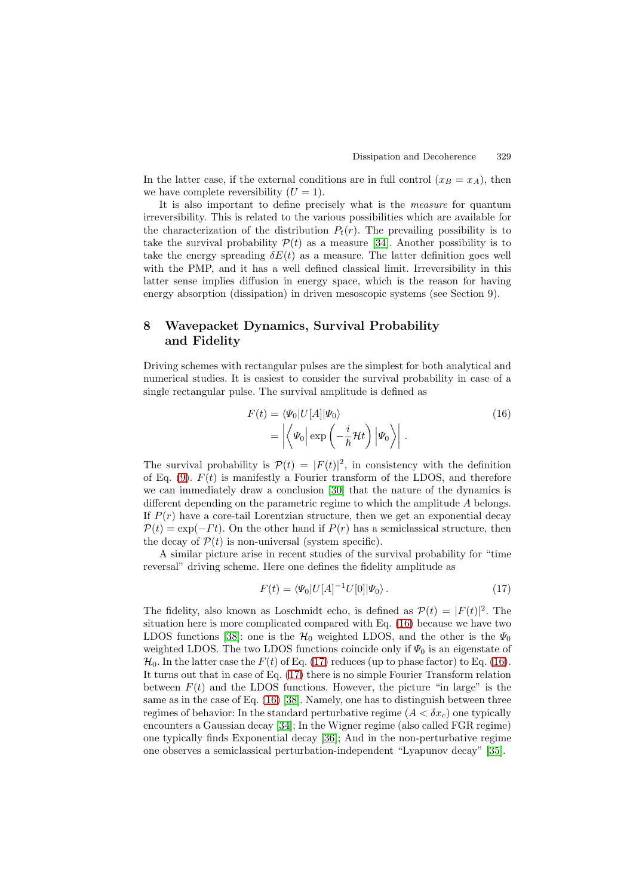In the latter case, if the external conditions are in full control ($x_B = x_A$), then we have complete reversibility ($U = 1$).

It is also important to define precisely what is the *measure* for quantum irreversibility. This is related to the various possibilities which are available for the characterization of the distribution $P_t(r)$. The prevailing possibility is to take the survival probability $\mathcal{P}(t)$ as a measure [34]. Another possibility is to take the energy spreading $\delta E(t)$ as a measure. The latter definition goes well with the PMP, and it has a well defined classical limit. Irreversibility in this latter sense implies diffusion in energy space, which is the reason for having energy absorption (dissipation) in driven mesoscopic systems (see Section 9).

## 8 Wavepacket Dynamics, Survival Probability and Fidelity

Driving schemes with rectangular pulses are the simplest for both analytical and numerical studies. It is easiest to consider the survival probability in case of a single rectangular pulse. The survival amplitude is defined as

$$
\begin{aligned}
F(t) &= \langle \Psi_0 | U[A] | \Psi_0 \rangle \\
&= \left| \left\langle \Psi_0 \right| \exp\left( -\frac{i}{\hbar} \mathcal{H} t \right) \left| \Psi_0 \right\rangle \right| .
\end{aligned}
\tag{16}
$$

The survival probability is $\mathcal{P}(t) = |F(t)|^2$, in consistency with the definition of Eq. (9). $F(t)$ is manifestly a Fourier transform of the LDOS, and therefore we can immediately draw a conclusion [30] that the nature of the dynamics is different depending on the parametric regime to which the amplitude $A$ belongs. If $P(r)$ have a core-tail Lorentzian structure, then we get an exponential decay $\mathcal{P}(t) = \exp(-\Gamma t)$. On the other hand if $P(r)$ has a semiclassical structure, then the decay of $\mathcal{P}(t)$ is non-universal (system specific).

A similar picture arise in recent studies of the survival probability for "time reversal" driving scheme. Here one defines the fidelity amplitude as

$$
F(t) = \langle \Psi_0 | U[A]^{-1} U[0] | \Psi_0 \rangle .
\tag{17}
$$

The fidelity, also known as Loschmidt echo, is defined as $\mathcal{P}(t) = |F(t)|^2$. The situation here is more complicated compared with Eq. (16) because we have two LDOS functions [38]: one is the $\mathcal{H}_0$ weighted LDOS, and the other is the $\Psi_0$ weighted LDOS. The two LDOS functions coincide only if $\Psi_0$ is an eigenstate of $\mathcal{H}_0$. In the latter case the $F(t)$ of Eq. (17) reduces (up to phase factor) to Eq. (16). It turns out that in case of Eq. (17) there is no simple Fourier Transform relation between $F(t)$ and the LDOS functions. However, the picture "in large" is the same as in the case of Eq. (16) [38]. Namely, one has to distinguish between three regimes of behavior: In the standard perturbative regime ($A < \delta x_c$) one typically encounters a Gaussian decay [34]; In the Wigner regime (also called FGR regime) one typically finds Exponential decay [36]; And in the non-perturbative regime one observes a semiclassical perturbation-independent "Lyapunov decay" [35].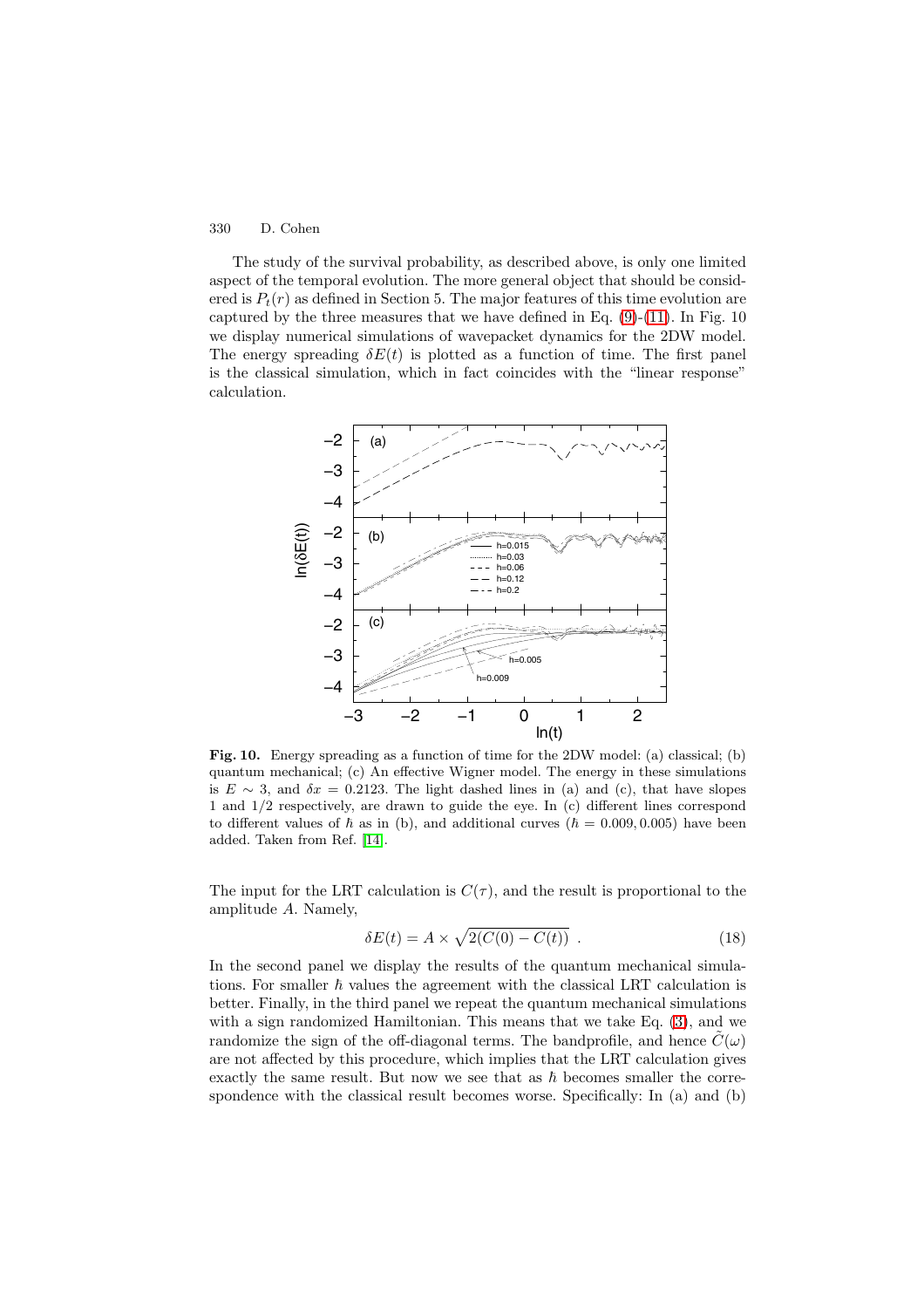The study of the survival probability, as described above, is only one limited aspect of the temporal evolution. The more general object that should be considered is $P_t(r)$ as defined in Section 5. The major features of this time evolution are captured by the three measures that we have defined in Eq. (9)-(11). In Fig. 10 we display numerical simulations of wavepacket dynamics for the 2DW model. The energy spreading $\delta E(t)$ is plotted as a function of time. The first panel is the classical simulation, which in fact coincides with the "linear response" calculation.

**Fig. 10.** Energy spreading as a function of time for the 2DW model: (a) classical; (b) quantum mechanical; (c) An effective Wigner model. The energy in these simulations is $E \sim 3$, and $\delta x = 0.2123$. The light dashed lines in (a) and (c), that have slopes 1 and 1/2 respectively, are drawn to guide the eye. In (c) different lines correspond to different values of $\hbar$ as in (b), and additional curves ($\hbar = 0.009, 0.005$) have been added. Taken from Ref. [14].

The input for the LRT calculation is $C(\tau)$, and the result is proportional to the amplitude $A$. Namely,

$$\delta E(t) = A \times \sqrt{2(C(0) - C(t))} \ . \tag{18}$$

In the second panel we display the results of the quantum mechanical simulations. For smaller $\hbar$ values the agreement with the classical LRT calculation is better. Finally, in the third panel we repeat the quantum mechanical simulations with a sign randomized Hamiltonian. This means that we take Eq. (3), and we randomize the sign of the off-diagonal terms. The bandprofile, and hence $\tilde{C}(\omega)$ are not affected by this procedure, which implies that the LRT calculation gives exactly the same result. But now we see that as $\hbar$ becomes smaller the correspondence with the classical result becomes worse. Specifically: In (a) and (b)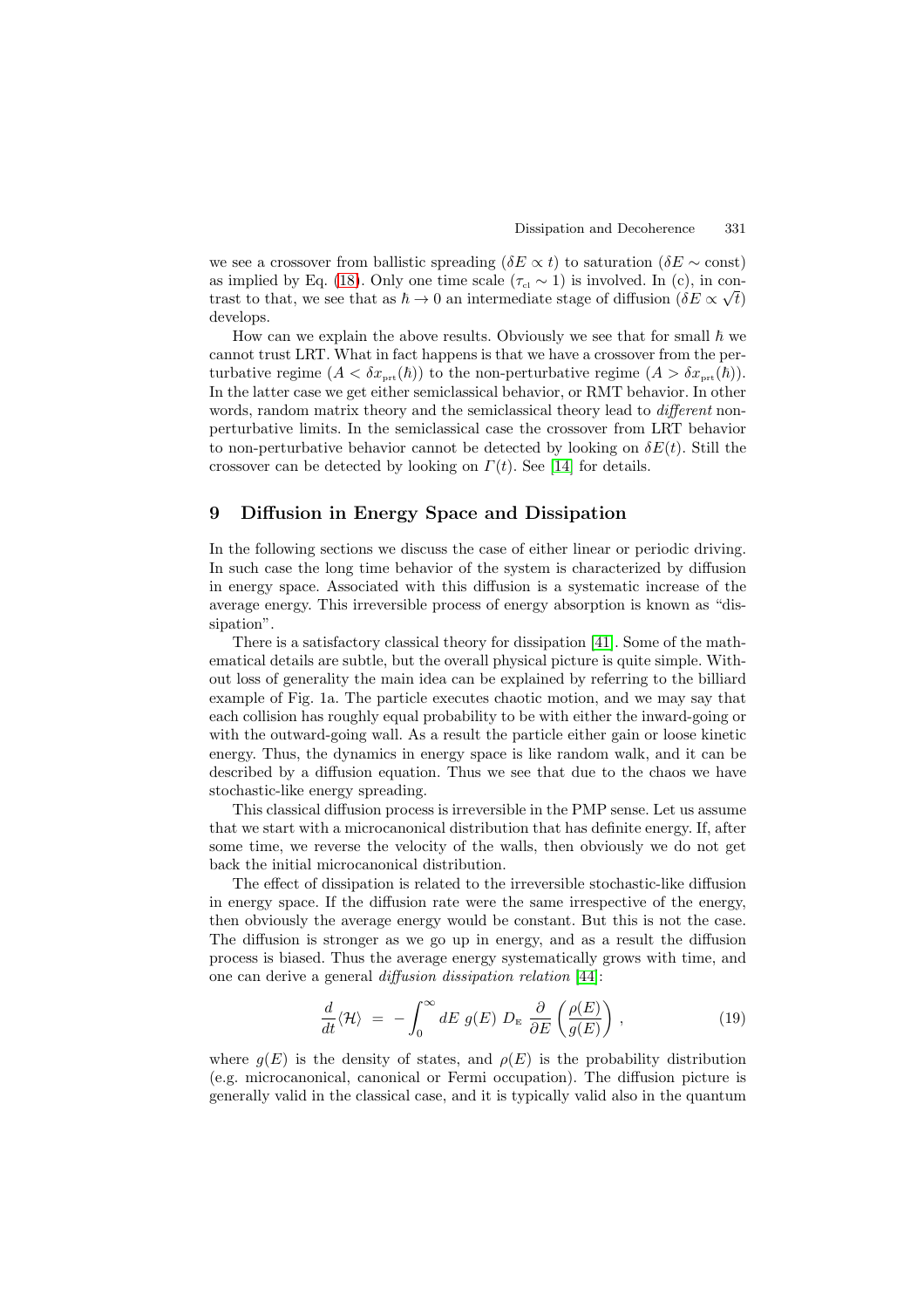we see a crossover from ballistic spreading ($\delta E \propto t$) to saturation ($\delta E \sim \text{const}$) as implied by Eq. (18). Only one time scale ($\tau_{\text{cl}} \sim 1$) is involved. In (c), in contrast to that, we see that as $\hbar \to 0$ an intermediate stage of diffusion ($\delta E \propto \sqrt{t}$) develops.

How can we explain the above results. Obviously we see that for small $\hbar$ we cannot trust LRT. What in fact happens is that we have a crossover from the perturbative regime ($A < \delta x_{\text{prt}}(\hbar)$) to the non-perturbative regime ($A > \delta x_{\text{prt}}(\hbar)$). In the latter case we get either semiclassical behavior, or RMT behavior. In other words, random matrix theory and the semiclassical theory lead to *different* non-perturbative limits. In the semiclassical case the crossover from LRT behavior to non-perturbative behavior cannot be detected by looking on $\delta E(t)$. Still the crossover can be detected by looking on $\Gamma(t)$. See [14] for details.

## 9 Diffusion in Energy Space and Dissipation

In the following sections we discuss the case of either linear or periodic driving. In such case the long time behavior of the system is characterized by diffusion in energy space. Associated with this diffusion is a systematic increase of the average energy. This irreversible process of energy absorption is known as "dissipation".

There is a satisfactory classical theory for dissipation [41]. Some of the mathematical details are subtle, but the overall physical picture is quite simple. Without loss of generality the main idea can be explained by referring to the billiard example of Fig. 1a. The particle executes chaotic motion, and we may say that each collision has roughly equal probability to be with either the inward-going or with the outward-going wall. As a result the particle either gain or loose kinetic energy. Thus, the dynamics in energy space is like random walk, and it can be described by a diffusion equation. Thus we see that due to the chaos we have stochastic-like energy spreading.

This classical diffusion process is irreversible in the PMP sense. Let us assume that we start with a microcanonical distribution that has definite energy. If, after some time, we reverse the velocity of the walls, then obviously we do not get back the initial microcanonical distribution.

The effect of dissipation is related to the irreversible stochastic-like diffusion in energy space. If the diffusion rate were the same irrespective of the energy, then obviously the average energy would be constant. But this is not the case. The diffusion is stronger as we go up in energy, and as a result the diffusion process is biased. Thus the average energy systematically grows with time, and one can derive a general *diffusion dissipation relation* [44]:

$$\frac{d}{dt}\langle \mathcal{H} \rangle \;=\; -\int_0^\infty dE\; g(E)\; D_{\text{E}}\; \frac{\partial}{\partial E}\left(\frac{\rho(E)}{g(E)}\right)\,, \tag{19}$$

where $g(E)$ is the density of states, and $\rho(E)$ is the probability distribution (e.g. microcanonical, canonical or Fermi occupation). The diffusion picture is generally valid in the classical case, and it is typically valid also in the quantum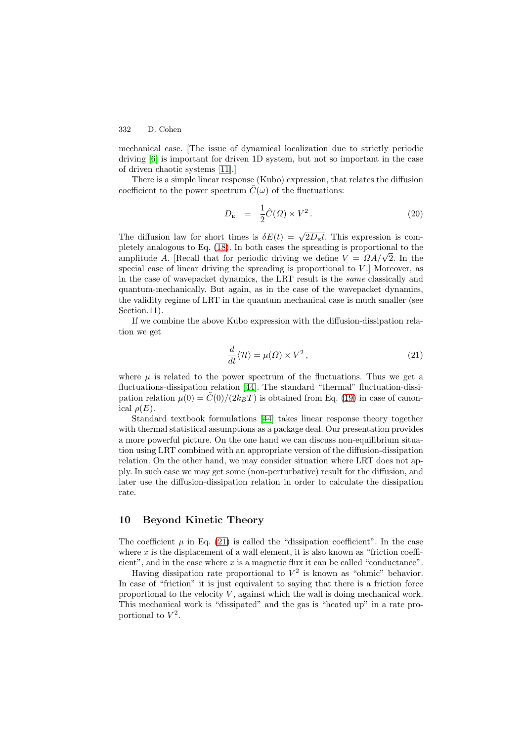mechanical case. [The issue of dynamical localization due to strictly periodic driving [6] is important for driven 1D system, but not so important in the case of driven chaotic systems [11].]

There is a simple linear response (Kubo) expression, that relates the diffusion coefficient to the power spectrum $\tilde{C}(\omega)$ of the fluctuations:

$$D_{\text{E}} \;\; = \;\; \frac{1}{2}\tilde{C}(\Omega) \times V^2 \,. \tag{20}$$

The diffusion law for short times is $\delta E(t) = \sqrt{2D_{\text{E}}t}$. This expression is completely analogous to Eq. (18). In both cases the spreading is proportional to the amplitude $A$. [Recall that for periodic driving we define $V = \Omega A/\sqrt{2}$. In the special case of linear driving the spreading is proportional to $V$.] Moreover, as in the case of wavepacket dynamics, the LRT result is the *same* classically and quantum-mechanically. But again, as in the case of the wavepacket dynamics, the validity regime of LRT in the quantum mechanical case is much smaller (see Section.11).

If we combine the above Kubo expression with the diffusion-dissipation relation we get

$$\frac{d}{dt}\langle \mathcal{H} \rangle = \mu(\Omega) \times V^2 \,, \tag{21}$$

where $\mu$ is related to the power spectrum of the fluctuations. Thus we get a fluctuations-dissipation relation [44]. The standard "thermal" fluctuation-dissipation relation $\mu(0) = \tilde{C}(0)/(2k_BT)$ is obtained from Eq. (19) in case of canonical $\rho(E)$.

Standard textbook formulations [44] takes linear response theory together with thermal statistical assumptions as a package deal. Our presentation provides a more powerful picture. On the one hand we can discuss non-equilibrium situation using LRT combined with an appropriate version of the diffusion-dissipation relation. On the other hand, we may consider situation where LRT does not apply. In such case we may get some (non-perturbative) result for the diffusion, and later use the diffusion-dissipation relation in order to calculate the dissipation rate.

## 10 Beyond Kinetic Theory

The coefficient $\mu$ in Eq. (21) is called the "dissipation coefficient". In the case where $x$ is the displacement of a wall element, it is also known as "friction coefficient", and in the case where $x$ is a magnetic flux it can be called "conductance".

Having dissipation rate proportional to $V^2$ is known as "ohmic" behavior. In case of "friction" it is just equivalent to saying that there is a friction force proportional to the velocity $V$, against which the wall is doing mechanical work. This mechanical work is "dissipated" and the gas is "heated up" in a rate proportional to $V^2$.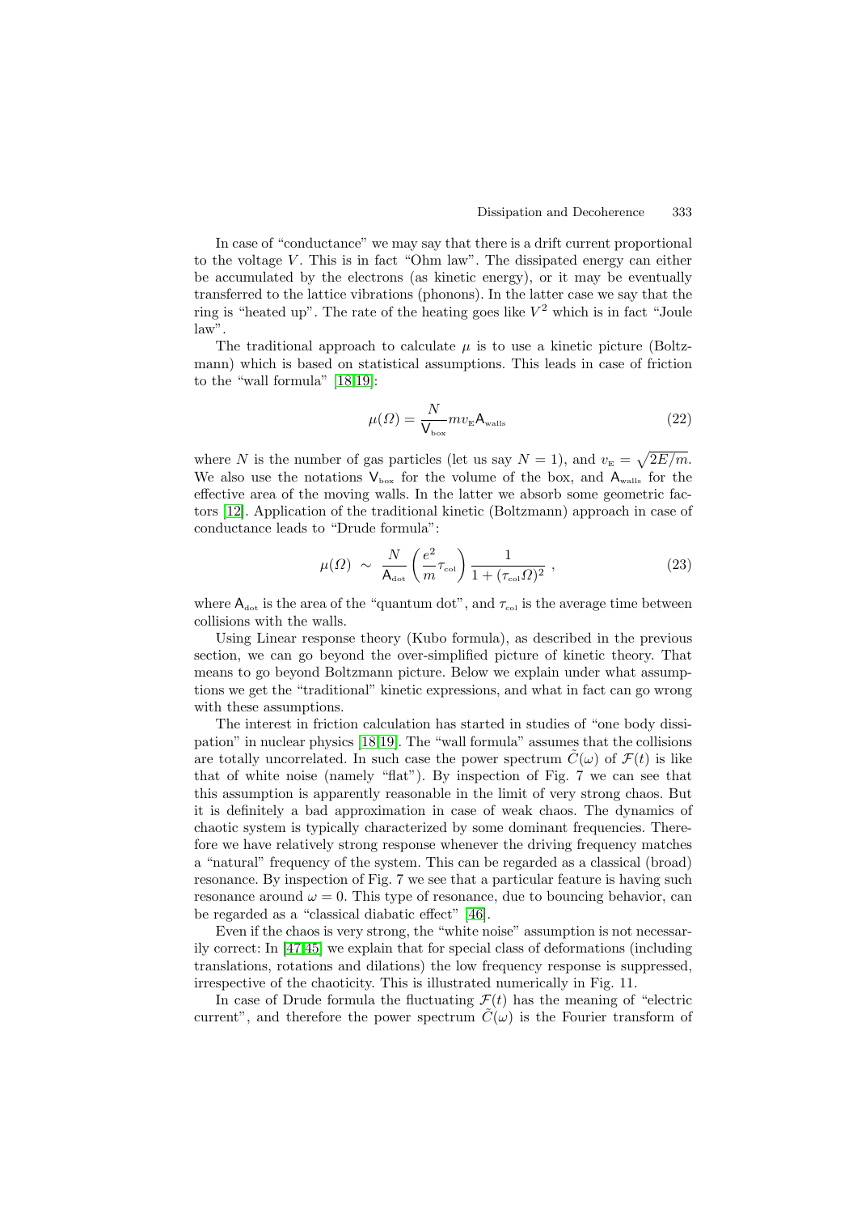In case of "conductance" we may say that there is a drift current proportional to the voltage $V$. This is in fact "Ohm law". The dissipated energy can either be accumulated by the electrons (as kinetic energy), or it may be eventually transferred to the lattice vibrations (phonons). In the latter case we say that the ring is "heated up". The rate of the heating goes like $V^2$ which is in fact "Joule law".

The traditional approach to calculate $\mu$ is to use a kinetic picture (Boltzmann) which is based on statistical assumptions. This leads in case of friction to the "wall formula" [18,19]:

$$\mu(\Omega) = \frac{N}{\mathsf{V}_{\text{box}}} m v_{\text{E}} \mathsf{A}_{\text{walls}} \tag{22}$$

where $N$ is the number of gas particles (let us say $N = 1$), and $v_{\text{E}} = \sqrt{2E/m}$. We also use the notations $\mathsf{V}_{\text{box}}$ for the volume of the box, and $\mathsf{A}_{\text{walls}}$ for the effective area of the moving walls. In the latter we absorb some geometric factors [12]. Application of the traditional kinetic (Boltzmann) approach in case of conductance leads to "Drude formula":

$$\mu(\Omega) \ \sim \ \frac{N}{\mathsf{A}_{\text{dot}}} \left(\frac{e^2}{m}\tau_{\text{col}}\right) \frac{1}{1 + (\tau_{\text{col}}\Omega)^2} \ , \tag{23}$$

where $\mathsf{A}_{\text{dot}}$ is the area of the "quantum dot", and $\tau_{\text{col}}$ is the average time between collisions with the walls.

Using Linear response theory (Kubo formula), as described in the previous section, we can go beyond the over-simplified picture of kinetic theory. That means to go beyond Boltzmann picture. Below we explain under what assumptions we get the "traditional" kinetic expressions, and what in fact can go wrong with these assumptions.

The interest in friction calculation has started in studies of "one body dissipation" in nuclear physics [18,19]. The "wall formula" assumes that the collisions are totally uncorrelated. In such case the power spectrum $\tilde{C}(\omega)$ of $\mathcal{F}(t)$ is like that of white noise (namely "flat"). By inspection of Fig. 7 we can see that this assumption is apparently reasonable in the limit of very strong chaos. But it is definitely a bad approximation in case of weak chaos. The dynamics of chaotic system is typically characterized by some dominant frequencies. Therefore we have relatively strong response whenever the driving frequency matches a "natural" frequency of the system. This can be regarded as a classical (broad) resonance. By inspection of Fig. 7 we see that a particular feature is having such resonance around $\omega = 0$. This type of resonance, due to bouncing behavior, can be regarded as a "classical diabatic effect" [46].

Even if the chaos is very strong, the "white noise" assumption is not necessarily correct: In [47,45] we explain that for special class of deformations (including translations, rotations and dilations) the low frequency response is suppressed, irrespective of the chaoticity. This is illustrated numerically in Fig. 11.

In case of Drude formula the fluctuating $\mathcal{F}(t)$ has the meaning of "electric current", and therefore the power spectrum $\tilde{C}(\omega)$ is the Fourier transform of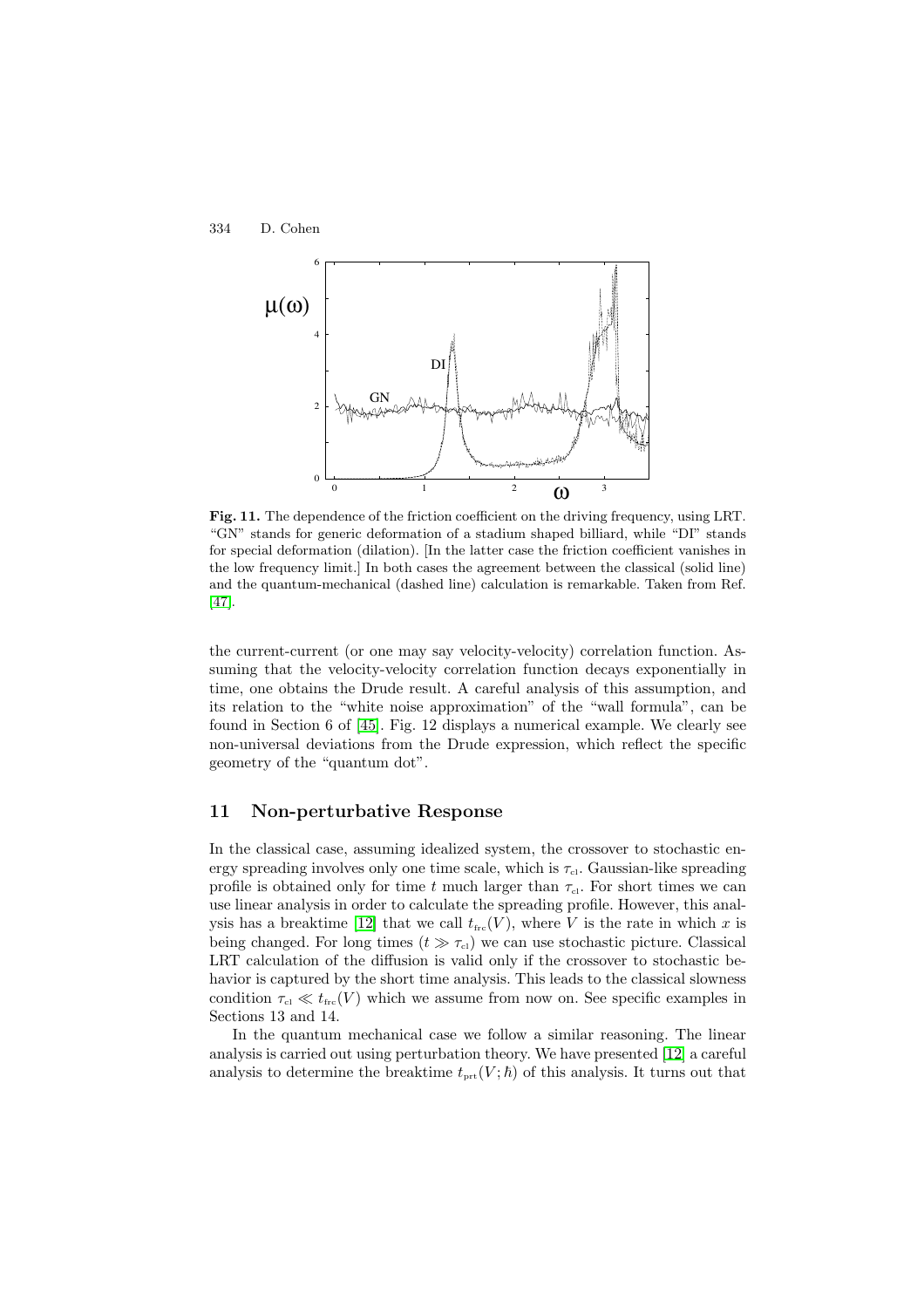**Fig. 11.** The dependence of the friction coefficient on the driving frequency, using LRT. "GN" stands for generic deformation of a stadium shaped billiard, while "DI" stands for special deformation (dilation). [In the latter case the friction coefficient vanishes in the low frequency limit.] In both cases the agreement between the classical (solid line) and the quantum-mechanical (dashed line) calculation is remarkable. Taken from Ref. [47].

the current-current (or one may say velocity-velocity) correlation function. Assuming that the velocity-velocity correlation function decays exponentially in time, one obtains the Drude result. A careful analysis of this assumption, and its relation to the "white noise approximation" of the "wall formula", can be found in Section 6 of [45]. Fig. 12 displays a numerical example. We clearly see non-universal deviations from the Drude expression, which reflect the specific geometry of the "quantum dot".

## 11 Non-perturbative Response

In the classical case, assuming idealized system, the crossover to stochastic energy spreading involves only one time scale, which is $\tau_{\text{cl}}$. Gaussian-like spreading profile is obtained only for time $t$ much larger than $\tau_{\text{cl}}$. For short times we can use linear analysis in order to calculate the spreading profile. However, this analysis has a breaktime [12] that we call $t_{\text{frc}}(V)$, where $V$ is the rate in which $x$ is being changed. For long times ($t \gg \tau_{\text{cl}}$) we can use stochastic picture. Classical LRT calculation of the diffusion is valid only if the crossover to stochastic behavior is captured by the short time analysis. This leads to the classical slowness condition $\tau_{\text{cl}} \ll t_{\text{frc}}(V)$ which we assume from now on. See specific examples in Sections 13 and 14.

In the quantum mechanical case we follow a similar reasoning. The linear analysis is carried out using perturbation theory. We have presented [12] a careful analysis to determine the breaktime $t_{\text{prt}}(V;\hbar)$ of this analysis. It turns out that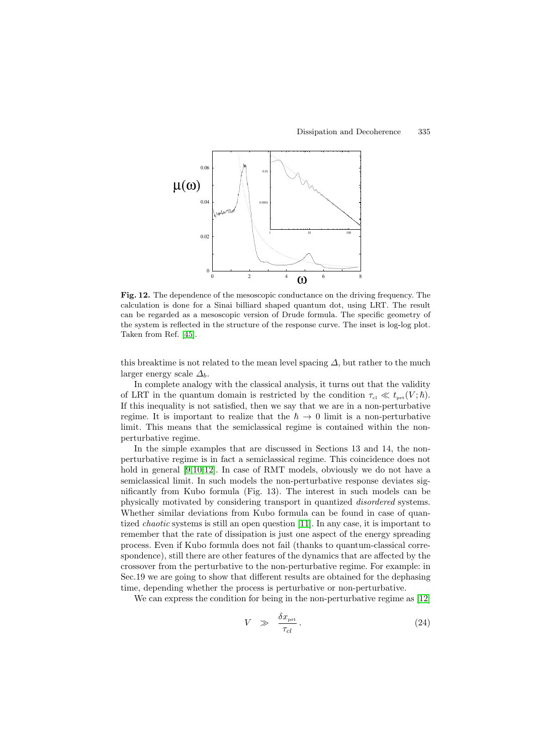**Fig. 12.** The dependence of the mesoscopic conductance on the driving frequency. The calculation is done for a Sinai billiard shaped quantum dot, using LRT. The result can be regarded as a mesoscopic version of Drude formula. The specific geometry of the system is reflected in the structure of the response curve. The inset is log-log plot. Taken from Ref. [45].

this breaktime is not related to the mean level spacing $\Delta$, but rather to the much larger energy scale $\Delta_b$.

In complete analogy with the classical analysis, it turns out that the validity of LRT in the quantum domain is restricted by the condition $\tau_{\text{cl}} \ll t_{\text{prt}}(V;\hbar)$. If this inequality is not satisfied, then we say that we are in a non-perturbative regime. It is important to realize that the $\hbar \to 0$ limit is a non-perturbative limit. This means that the semiclassical regime is contained within the non-perturbative regime.

In the simple examples that are discussed in Sections 13 and 14, the non-perturbative regime is in fact a semiclassical regime. This coincidence does not hold in general [9,10,12]. In case of RMT models, obviously we do not have a semiclassical limit. In such models the non-perturbative response deviates significantly from Kubo formula (Fig. 13). The interest in such models can be physically motivated by considering transport in quantized *disordered* systems. Whether similar deviations from Kubo formula can be found in case of quantized *chaotic* systems is still an open question [11]. In any case, it is important to remember that the rate of dissipation is just one aspect of the energy spreading process. Even if Kubo formula does not fail (thanks to quantum-classical correspondence), still there are other features of the dynamics that are affected by the crossover from the perturbative to the non-perturbative regime. For example: in Sec.19 we are going to show that different results are obtained for the dephasing time, depending whether the process is perturbative or non-perturbative.

We can express the condition for being in the non-perturbative regime as [12]

$$V \quad \gg \quad \frac{\delta x_{\text{prt}}}{\tau_{cl}} \,. \tag{24}$$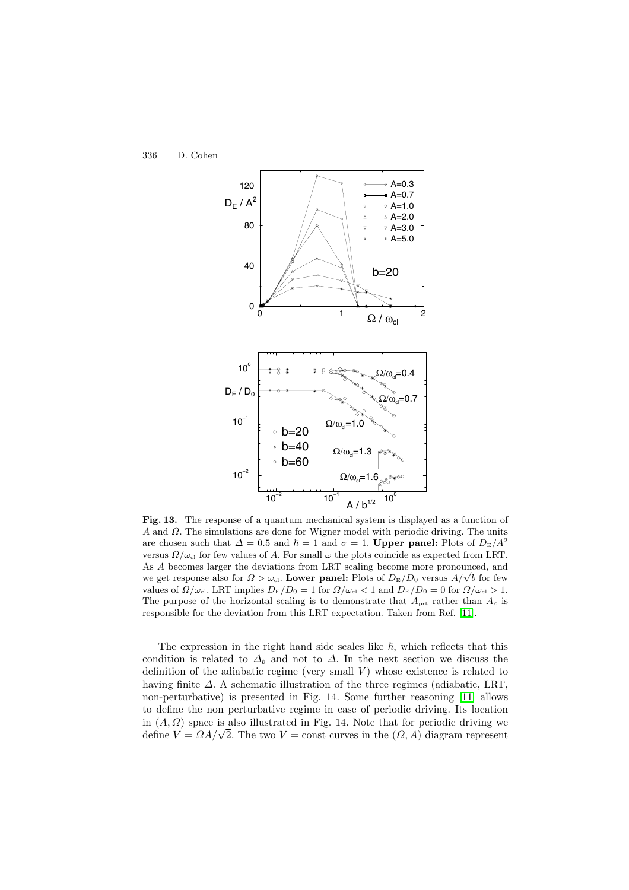**Fig. 13.** The response of a quantum mechanical system is displayed as a function of $A$ and $\Omega$. The simulations are done for Wigner model with periodic driving. The units are chosen such that $\Delta = 0.5$ and $\hbar = 1$ and $\sigma = 1$. **Upper panel:** Plots of $D_E/A^2$ versus $\Omega/\omega_{cl}$ for few values of $A$. For small $\omega$ the plots coincide as expected from LRT. As $A$ becomes larger the deviations from LRT scaling become more pronounced, and we get response also for $\Omega > \omega_{cl}$. **Lower panel:** Plots of $D_E/D_0$ versus $A/\sqrt{b}$ for few values of $\Omega/\omega_{cl}$. LRT implies $D_E/D_0 = 1$ for $\Omega/\omega_{cl} < 1$ and $D_E/D_0 = 0$ for $\Omega/\omega_{cl} > 1$. The purpose of the horizontal scaling is to demonstrate that $A_{prt}$ rather than $A_c$ is responsible for the deviation from this LRT expectation. Taken from Ref. [11].

The expression in the right hand side scales like $\hbar$, which reflects that this condition is related to $\Delta_b$ and not to $\Delta$. In the next section we discuss the definition of the adiabatic regime (very small $V$) whose existence is related to having finite $\Delta$. A schematic illustration of the three regimes (adiabatic, LRT, non-perturbative) is presented in Fig. 14. Some further reasoning [11] allows to define the non perturbative regime in case of periodic driving. Its location in $(A, \Omega)$ space is also illustrated in Fig. 14. Note that for periodic driving we define $V = \Omega A/\sqrt{2}$. The two $V = \text{const}$ curves in the $(\Omega, A)$ diagram represent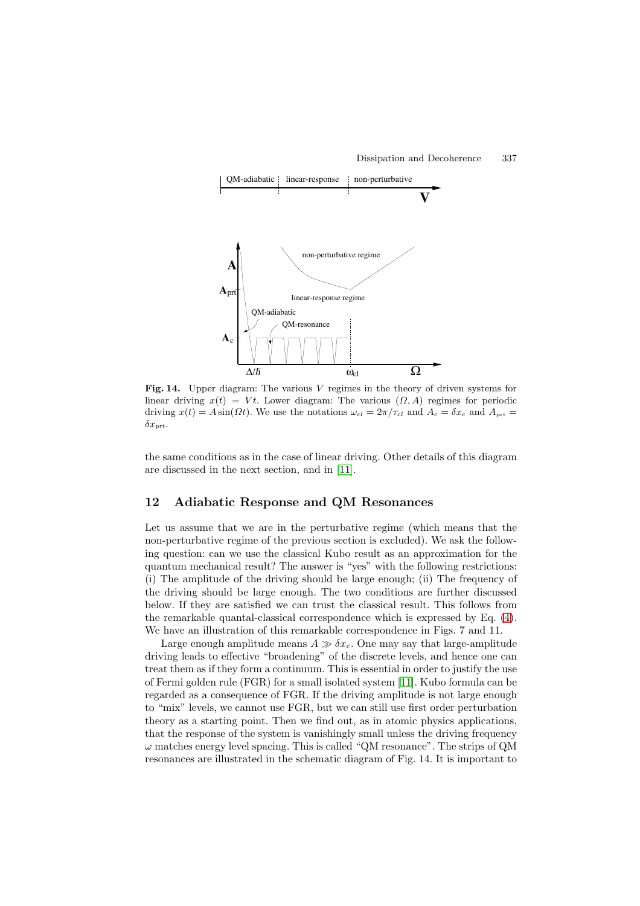**Fig. 14.** Upper diagram: The various $V$ regimes in the theory of driven systems for linear driving $x(t) = Vt$. Lower diagram: The various $(\Omega, A)$ regimes for periodic driving $x(t) = A\sin(\Omega t)$. We use the notations $\omega_{cl} = 2\pi/\tau_{cl}$ and $A_c = \delta x_c$ and $A_{\text{prt}} = \delta x_{\text{prt}}$.

the same conditions as in the case of linear driving. Other details of this diagram are discussed in the next section, and in [11].

## 12 Adiabatic Response and QM Resonances

Let us assume that we are in the perturbative regime (which means that the non-perturbative regime of the previous section is excluded). We ask the following question: can we use the classical Kubo result as an approximation for the quantum mechanical result? The answer is "yes" with the following restrictions: (i) The amplitude of the driving should be large enough; (ii) The frequency of the driving should be large enough. The two conditions are further discussed below. If they are satisfied we can trust the classical result. This follows from the remarkable quantal-classical correspondence which is expressed by Eq. (4). We have an illustration of this remarkable correspondence in Figs. 7 and 11.

Large enough amplitude means $A \gg \delta x_c$. One may say that large-amplitude driving leads to effective "broadening" of the discrete levels, and hence one can treat them as if they form a continuum. This is essential in order to justify the use of Fermi golden rule (FGR) for a small isolated system [11]. Kubo formula can be regarded as a consequence of FGR. If the driving amplitude is not large enough to "mix" levels, we cannot use FGR, but we can still use first order perturbation theory as a starting point. Then we find out, as in atomic physics applications, that the response of the system is vanishingly small unless the driving frequency $\omega$ matches energy level spacing. This is called "QM resonance". The strips of QM resonances are illustrated in the schematic diagram of Fig. 14. It is important to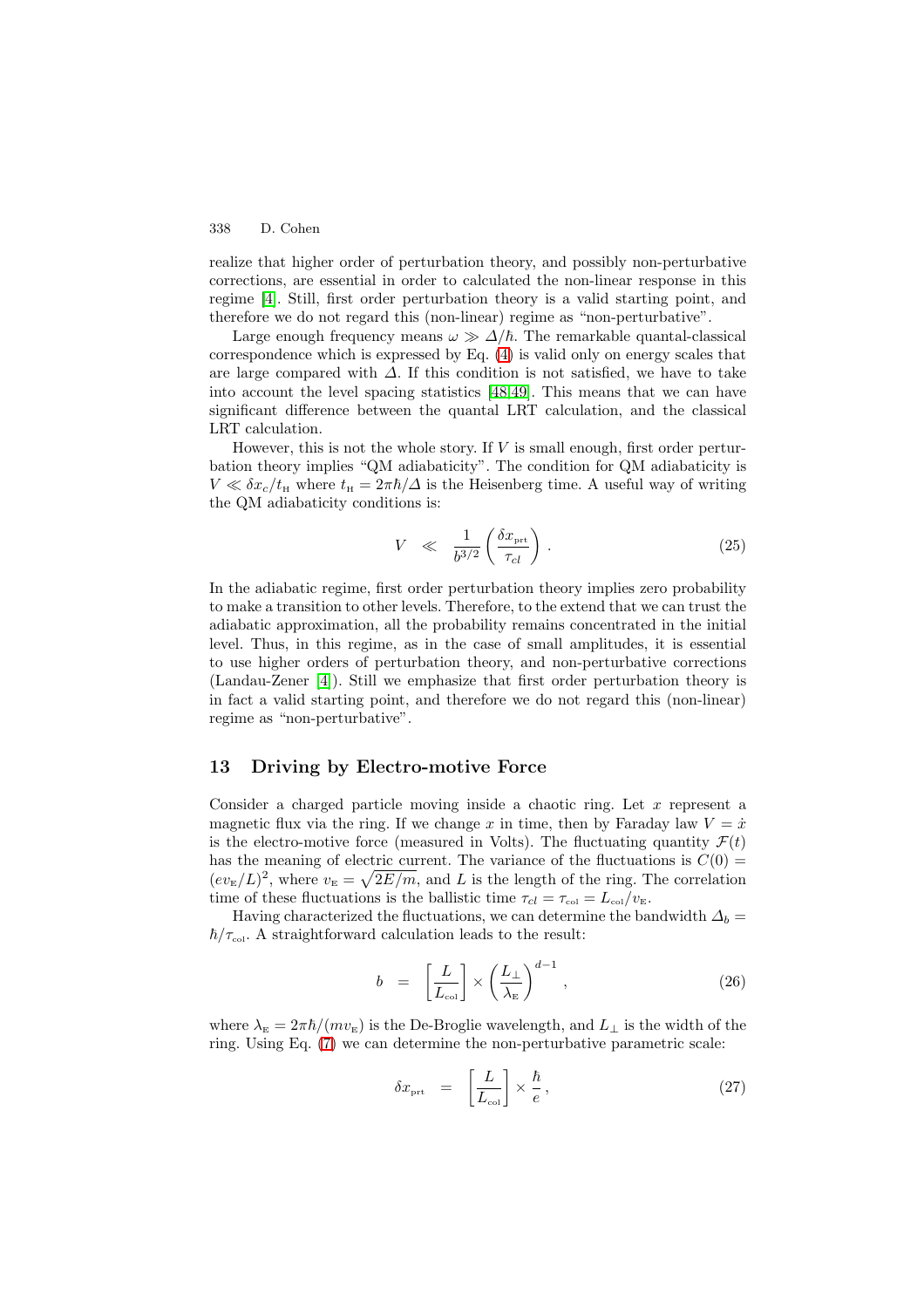realize that higher order of perturbation theory, and possibly non-perturbative corrections, are essential in order to calculated the non-linear response in this regime [4]. Still, first order perturbation theory is a valid starting point, and therefore we do not regard this (non-linear) regime as "non-perturbative".

Large enough frequency means $\omega \gg \Delta/\hbar$. The remarkable quantal-classical correspondence which is expressed by Eq. (4) is valid only on energy scales that are large compared with $\Delta$. If this condition is not satisfied, we have to take into account the level spacing statistics [48,49]. This means that we can have significant difference between the quantal LRT calculation, and the classical LRT calculation.

However, this is not the whole story. If $V$ is small enough, first order perturbation theory implies "QM adiabaticity". The condition for QM adiabaticity is $V \ll \delta x_c / t_{\text{H}}$ where $t_{\text{H}} = 2\pi\hbar/\Delta$ is the Heisenberg time. A useful way of writing the QM adiabaticity conditions is:

$$V \quad \ll \quad \frac{1}{b^{3/2}} \left( \frac{\delta x_{\text{prt}}}{\tau_{cl}} \right) . \tag{25}$$

In the adiabatic regime, first order perturbation theory implies zero probability to make a transition to other levels. Therefore, to the extend that we can trust the adiabatic approximation, all the probability remains concentrated in the initial level. Thus, in this regime, as in the case of small amplitudes, it is essential to use higher orders of perturbation theory, and non-perturbative corrections (Landau-Zener [4]). Still we emphasize that first order perturbation theory is in fact a valid starting point, and therefore we do not regard this (non-linear) regime as "non-perturbative".

## 13 Driving by Electro-motive Force

Consider a charged particle moving inside a chaotic ring. Let $x$ represent a magnetic flux via the ring. If we change $x$ in time, then by Faraday law $V = \dot{x}$ is the electro-motive force (measured in Volts). The fluctuating quantity $\mathcal{F}(t)$ has the meaning of electric current. The variance of the fluctuations is $C(0) = (ev_{\text{E}}/L)^2$, where $v_{\text{E}} = \sqrt{2E/m}$, and $L$ is the length of the ring. The correlation time of these fluctuations is the ballistic time $\tau_{cl} = \tau_{\text{col}} = L_{\text{col}}/v_{\text{E}}$.

Having characterized the fluctuations, we can determine the bandwidth $\Delta_b = \hbar/\tau_{\text{col}}$. A straightforward calculation leads to the result:

$$b \quad = \quad \left[ \frac{L}{L_{\text{col}}} \right] \times \left( \frac{L_{\perp}}{\lambda_{\text{E}}} \right)^{d-1} , \tag{26}$$

where $\lambda_{\text{E}} = 2\pi\hbar/(mv_{\text{E}})$ is the De-Broglie wavelength, and $L_{\perp}$ is the width of the ring. Using Eq. (7) we can determine the non-perturbative parametric scale:

$$\delta x_{\text{prt}} \quad = \quad \left[ \frac{L}{L_{\text{col}}} \right] \times \frac{\hbar}{e} , \tag{27}$$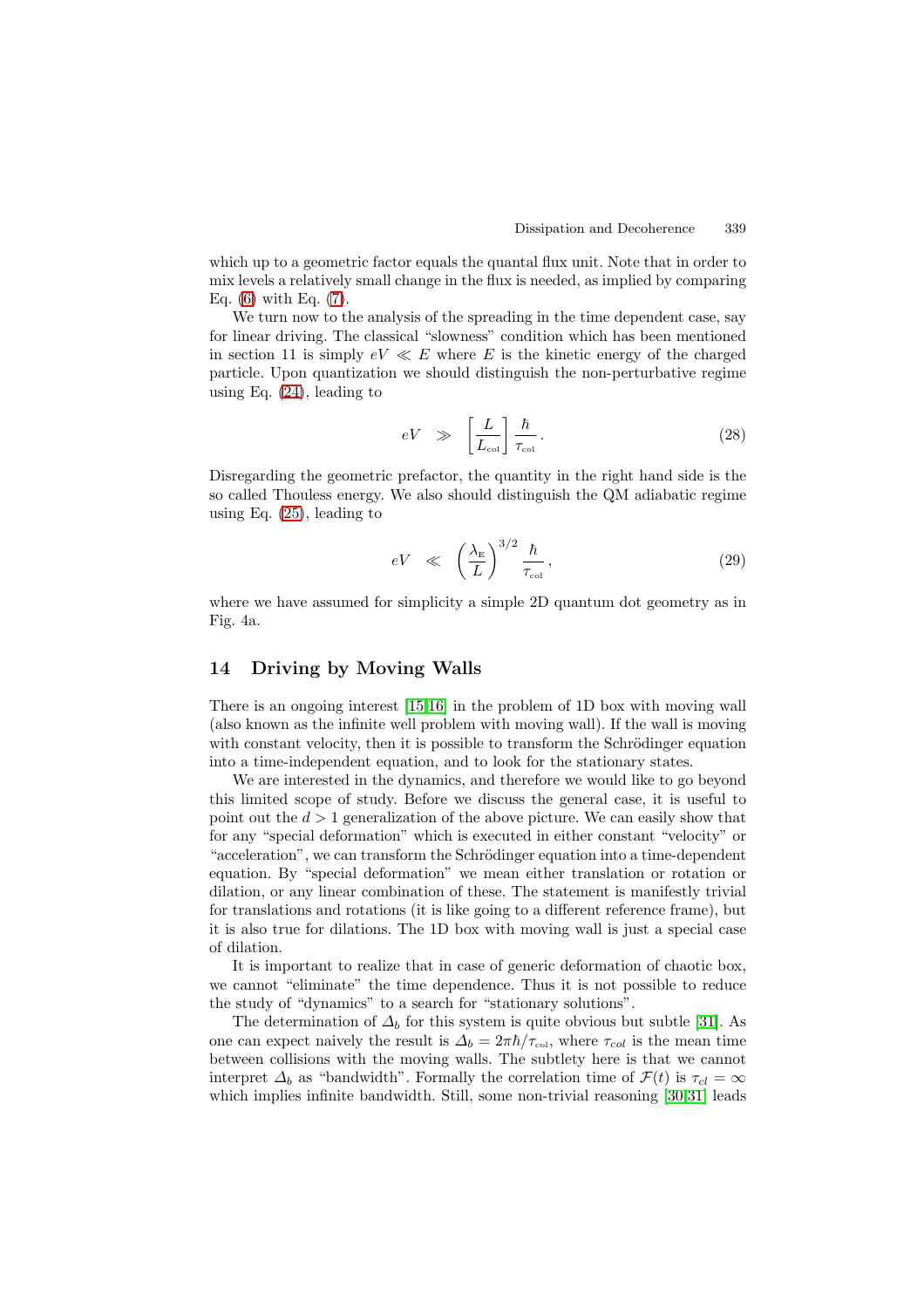which up to a geometric factor equals the quantal flux unit. Note that in order to mix levels a relatively small change in the flux is needed, as implied by comparing Eq. (6) with Eq. (7).

We turn now to the analysis of the spreading in the time dependent case, say for linear driving. The classical "slowness" condition which has been mentioned in section 11 is simply $eV \ll E$ where $E$ is the kinetic energy of the charged particle. Upon quantization we should distinguish the non-perturbative regime using Eq. (24), leading to

$$eV \gg \left[\frac{L}{L_{\text{col}}}\right]\frac{\hbar}{\tau_{\text{col}}}. \tag{28}$$

Disregarding the geometric prefactor, the quantity in the right hand side is the so called Thouless energy. We also should distinguish the QM adiabatic regime using Eq. (25), leading to

$$eV \ll \left(\frac{\lambda_{\text{E}}}{L}\right)^{3/2}\frac{\hbar}{\tau_{\text{col}}}, \tag{29}$$

where we have assumed for simplicity a simple 2D quantum dot geometry as in Fig. 4a.

## 14 Driving by Moving Walls

There is an ongoing interest [15,16] in the problem of 1D box with moving wall (also known as the infinite well problem with moving wall). If the wall is moving with constant velocity, then it is possible to transform the Schrödinger equation into a time-independent equation, and to look for the stationary states.

We are interested in the dynamics, and therefore we would like to go beyond this limited scope of study. Before we discuss the general case, it is useful to point out the $d > 1$ generalization of the above picture. We can easily show that for any "special deformation" which is executed in either constant "velocity" or "acceleration", we can transform the Schrödinger equation into a time-dependent equation. By "special deformation" we mean either translation or rotation or dilation, or any linear combination of these. The statement is manifestly trivial for translations and rotations (it is like going to a different reference frame), but it is also true for dilations. The 1D box with moving wall is just a special case of dilation.

It is important to realize that in case of generic deformation of chaotic box, we cannot "eliminate" the time dependence. Thus it is not possible to reduce the study of "dynamics" to a search for "stationary solutions".

The determination of $\Delta_b$ for this system is quite obvious but subtle [31]. As one can expect naively the result is $\Delta_b = 2\pi\hbar/\tau_{\text{col}}$, where $\tau_{col}$ is the mean time between collisions with the moving walls. The subtlety here is that we cannot interpret $\Delta_b$ as "bandwidth". Formally the correlation time of $\mathcal{F}(t)$ is $\tau_{cl} = \infty$ which implies infinite bandwidth. Still, some non-trivial reasoning [30,31] leads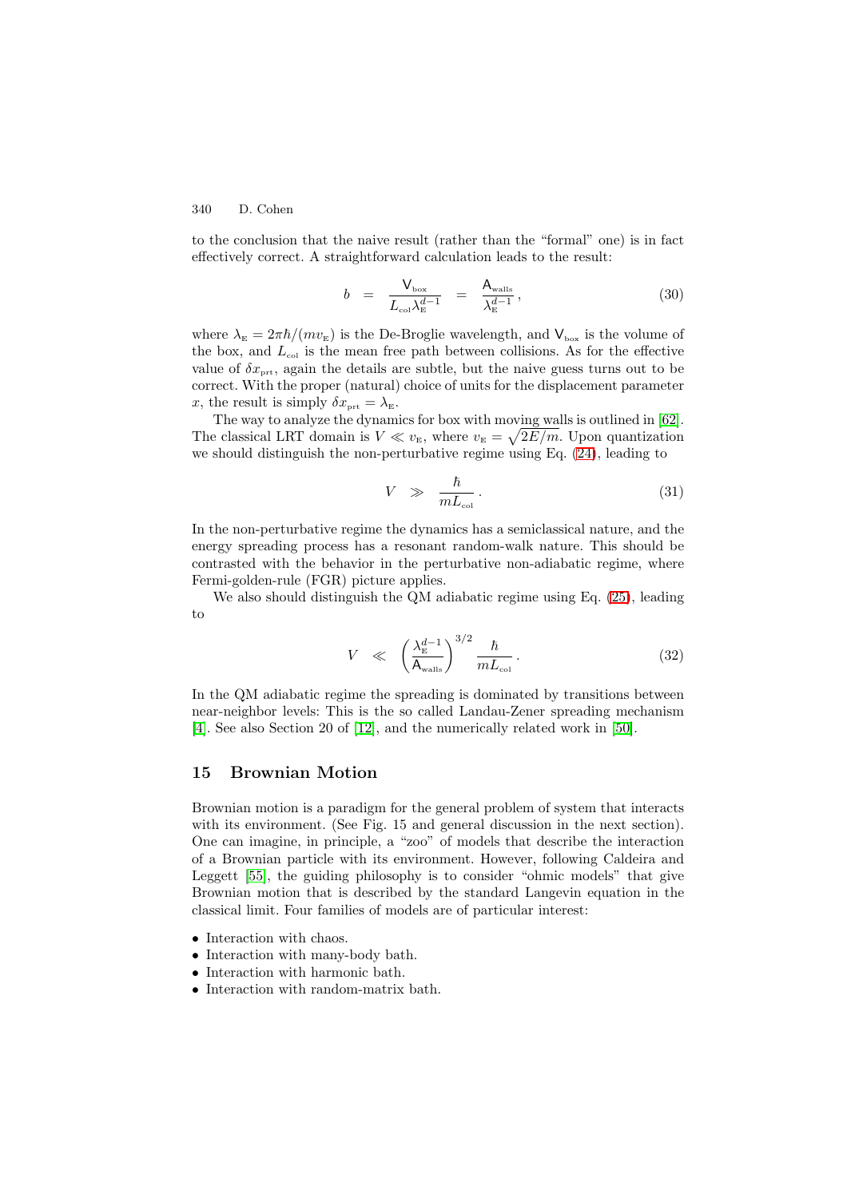to the conclusion that the naive result (rather than the "formal" one) is in fact effectively correct. A straightforward calculation leads to the result:

$$b \;=\; \frac{\mathsf{V}_{\text{box}}}{L_{\text{col}}\lambda_{\text{E}}^{d-1}} \;=\; \frac{\mathsf{A}_{\text{walls}}}{\lambda_{\text{E}}^{d-1}}\,, \tag{30}$$

where $\lambda_{\text{E}} = 2\pi\hbar/(mv_{\text{E}})$ is the De-Broglie wavelength, and $\mathsf{V}_{\text{box}}$ is the volume of the box, and $L_{\text{col}}$ is the mean free path between collisions. As for the effective value of $\delta x_{\text{prt}}$, again the details are subtle, but the naive guess turns out to be correct. With the proper (natural) choice of units for the displacement parameter $x$, the result is simply $\delta x_{\text{prt}} = \lambda_{\text{E}}$.

The way to analyze the dynamics for box with moving walls is outlined in [62]. The classical LRT domain is $V \ll v_{\text{E}}$, where $v_{\text{E}} = \sqrt{2E/m}$. Upon quantization we should distinguish the non-perturbative regime using Eq. (24), leading to

$$V \;\gg\; \frac{\hbar}{mL_{\text{col}}}\,. \tag{31}$$

In the non-perturbative regime the dynamics has a semiclassical nature, and the energy spreading process has a resonant random-walk nature. This should be contrasted with the behavior in the perturbative non-adiabatic regime, where Fermi-golden-rule (FGR) picture applies.

We also should distinguish the QM adiabatic regime using Eq. (25), leading to

$$V \;\ll\; \left(\frac{\lambda_{\text{E}}^{d-1}}{\mathsf{A}_{\text{walls}}}\right)^{3/2} \frac{\hbar}{mL_{\text{col}}}\,. \tag{32}$$

In the QM adiabatic regime the spreading is dominated by transitions between near-neighbor levels: This is the so called Landau-Zener spreading mechanism [4]. See also Section 20 of [12], and the numerically related work in [50].

## 15 Brownian Motion

Brownian motion is a paradigm for the general problem of system that interacts with its environment. (See Fig. 15 and general discussion in the next section). One can imagine, in principle, a "zoo" of models that describe the interaction of a Brownian particle with its environment. However, following Caldeira and Leggett [55], the guiding philosophy is to consider "ohmic models" that give Brownian motion that is described by the standard Langevin equation in the classical limit. Four families of models are of particular interest:

- Interaction with chaos.
- Interaction with many-body bath.
- Interaction with harmonic bath.
- Interaction with random-matrix bath.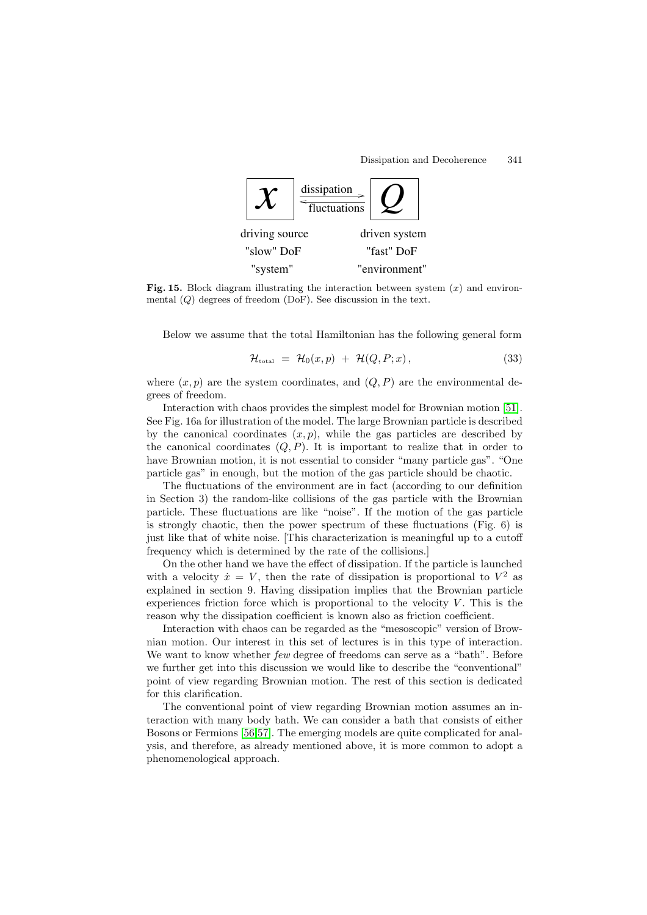| $x$ | dissipation → / ← fluctuations | $Q$ |
|---|---|---|
| driving source | | driven system |
| "slow" DoF | | "fast" DoF |
| "system" | | "environment" |

**Fig. 15.** Block diagram illustrating the interaction between system ($x$) and environmental ($Q$) degrees of freedom (DoF). See discussion in the text.

Below we assume that the total Hamiltonian has the following general form

$$\mathcal{H}_{\text{total}} = \mathcal{H}_0(x,p) + \mathcal{H}(Q,P;x)\,, \tag{33}$$

where $(x,p)$ are the system coordinates, and $(Q,P)$ are the environmental degrees of freedom.

Interaction with chaos provides the simplest model for Brownian motion [51]. See Fig. 16a for illustration of the model. The large Brownian particle is described by the canonical coordinates $(x,p)$, while the gas particles are described by the canonical coordinates $(Q,P)$. It is important to realize that in order to have Brownian motion, it is not essential to consider "many particle gas". "One particle gas" in enough, but the motion of the gas particle should be chaotic.

The fluctuations of the environment are in fact (according to our definition in Section 3) the random-like collisions of the gas particle with the Brownian particle. These fluctuations are like "noise". If the motion of the gas particle is strongly chaotic, then the power spectrum of these fluctuations (Fig. 6) is just like that of white noise. [This characterization is meaningful up to a cutoff frequency which is determined by the rate of the collisions.]

On the other hand we have the effect of dissipation. If the particle is launched with a velocity $\dot{x} = V$, then the rate of dissipation is proportional to $V^2$ as explained in section 9. Having dissipation implies that the Brownian particle experiences friction force which is proportional to the velocity $V$. This is the reason why the dissipation coefficient is known also as friction coefficient.

Interaction with chaos can be regarded as the "mesoscopic" version of Brownian motion. Our interest in this set of lectures is in this type of interaction. We want to know whether *few* degree of freedoms can serve as a "bath". Before we further get into this discussion we would like to describe the "conventional" point of view regarding Brownian motion. The rest of this section is dedicated for this clarification.

The conventional point of view regarding Brownian motion assumes an interaction with many body bath. We can consider a bath that consists of either Bosons or Fermions [56,57]. The emerging models are quite complicated for analysis, and therefore, as already mentioned above, it is more common to adopt a phenomenological approach.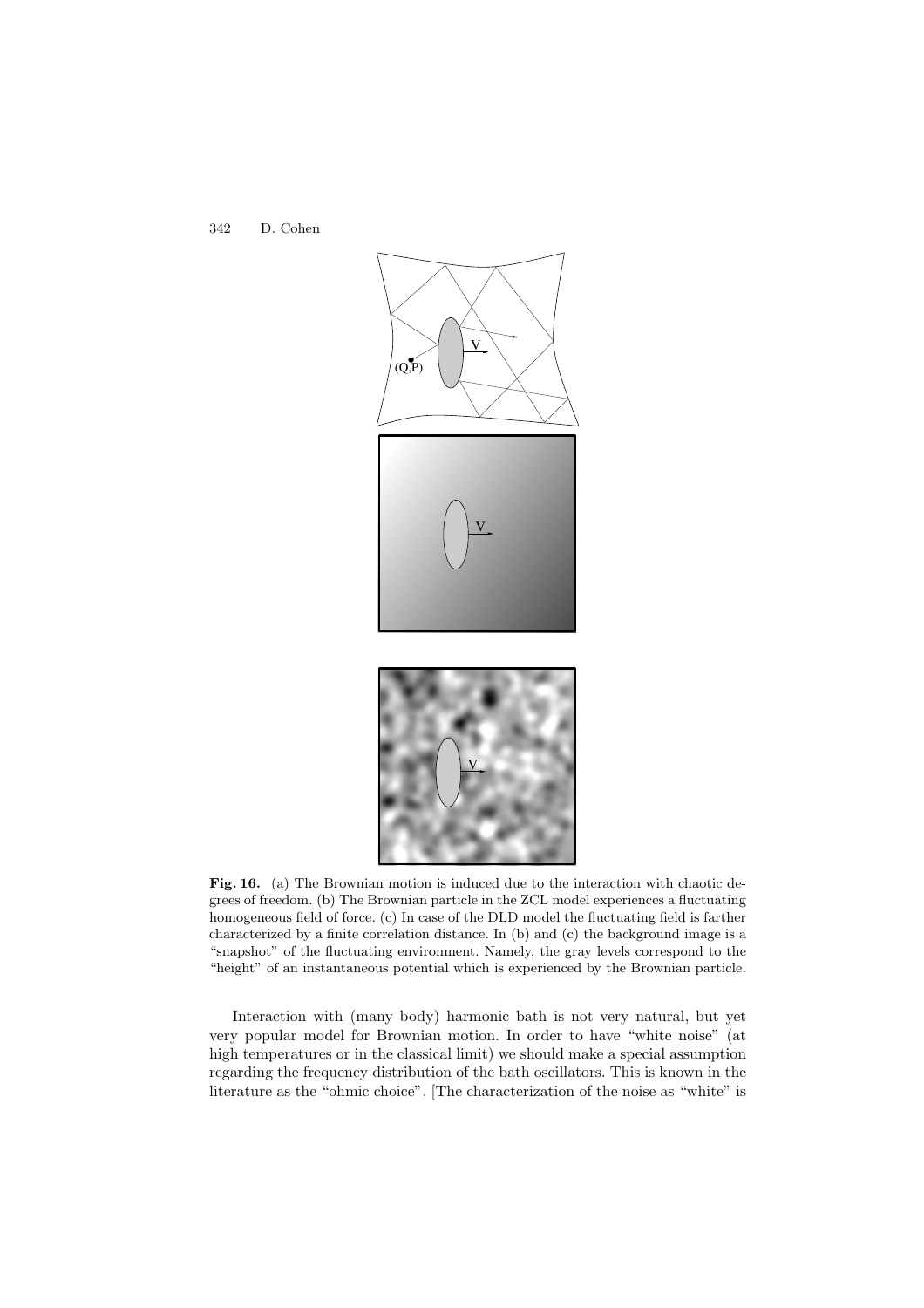**Fig. 16.** (a) The Brownian motion is induced due to the interaction with chaotic degrees of freedom. (b) The Brownian particle in the ZCL model experiences a fluctuating homogeneous field of force. (c) In case of the DLD model the fluctuating field is farther characterized by a finite correlation distance. In (b) and (c) the background image is a "snapshot" of the fluctuating environment. Namely, the gray levels correspond to the "height" of an instantaneous potential which is experienced by the Brownian particle.

Interaction with (many body) harmonic bath is not very natural, but yet very popular model for Brownian motion. In order to have "white noise" (at high temperatures or in the classical limit) we should make a special assumption regarding the frequency distribution of the bath oscillators. This is known in the literature as the "ohmic choice". [The characterization of the noise as "white" is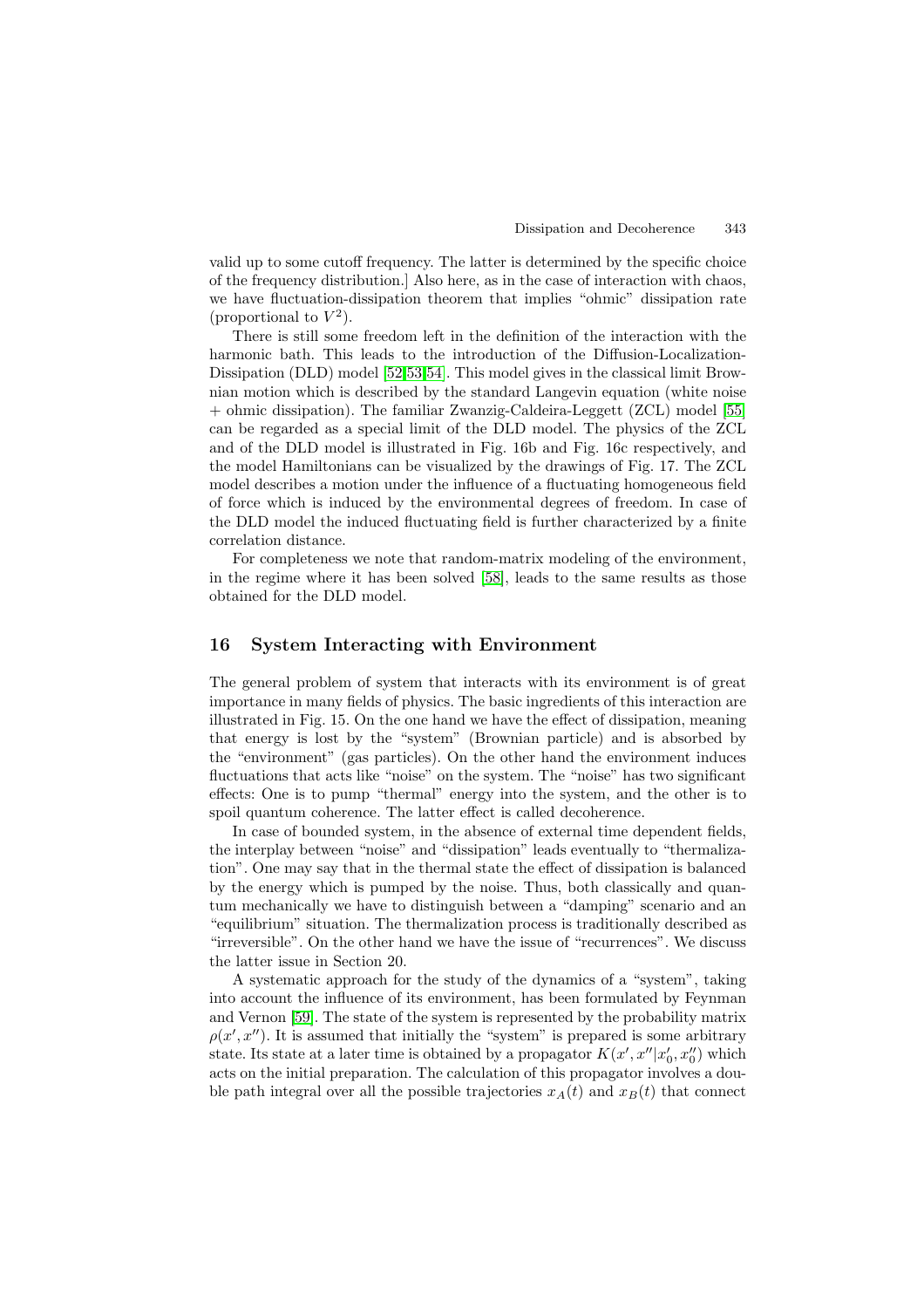valid up to some cutoff frequency. The latter is determined by the specific choice of the frequency distribution.] Also here, as in the case of interaction with chaos, we have fluctuation-dissipation theorem that implies "ohmic" dissipation rate (proportional to $V^2$).

There is still some freedom left in the definition of the interaction with the harmonic bath. This leads to the introduction of the Diffusion-Localization-Dissipation (DLD) model [52,53,54]. This model gives in the classical limit Brownian motion which is described by the standard Langevin equation (white noise + ohmic dissipation). The familiar Zwanzig-Caldeira-Leggett (ZCL) model [55] can be regarded as a special limit of the DLD model. The physics of the ZCL and of the DLD model is illustrated in Fig. 16b and Fig. 16c respectively, and the model Hamiltonians can be visualized by the drawings of Fig. 17. The ZCL model describes a motion under the influence of a fluctuating homogeneous field of force which is induced by the environmental degrees of freedom. In case of the DLD model the induced fluctuating field is further characterized by a finite correlation distance.

For completeness we note that random-matrix modeling of the environment, in the regime where it has been solved [58], leads to the same results as those obtained for the DLD model.

## 16 System Interacting with Environment

The general problem of system that interacts with its environment is of great importance in many fields of physics. The basic ingredients of this interaction are illustrated in Fig. 15. On the one hand we have the effect of dissipation, meaning that energy is lost by the "system" (Brownian particle) and is absorbed by the "environment" (gas particles). On the other hand the environment induces fluctuations that acts like "noise" on the system. The "noise" has two significant effects: One is to pump "thermal" energy into the system, and the other is to spoil quantum coherence. The latter effect is called decoherence.

In case of bounded system, in the absence of external time dependent fields, the interplay between "noise" and "dissipation" leads eventually to "thermalization". One may say that in the thermal state the effect of dissipation is balanced by the energy which is pumped by the noise. Thus, both classically and quantum mechanically we have to distinguish between a "damping" scenario and an "equilibrium" situation. The thermalization process is traditionally described as "irreversible". On the other hand we have the issue of "recurrences". We discuss the latter issue in Section 20.

A systematic approach for the study of the dynamics of a "system", taking into account the influence of its environment, has been formulated by Feynman and Vernon [59]. The state of the system is represented by the probability matrix $\rho(x', x'')$. It is assumed that initially the "system" is prepared is some arbitrary state. Its state at a later time is obtained by a propagator $K(x', x''|x'_0, x''_0)$ which acts on the initial preparation. The calculation of this propagator involves a double path integral over all the possible trajectories $x_A(t)$ and $x_B(t)$ that connect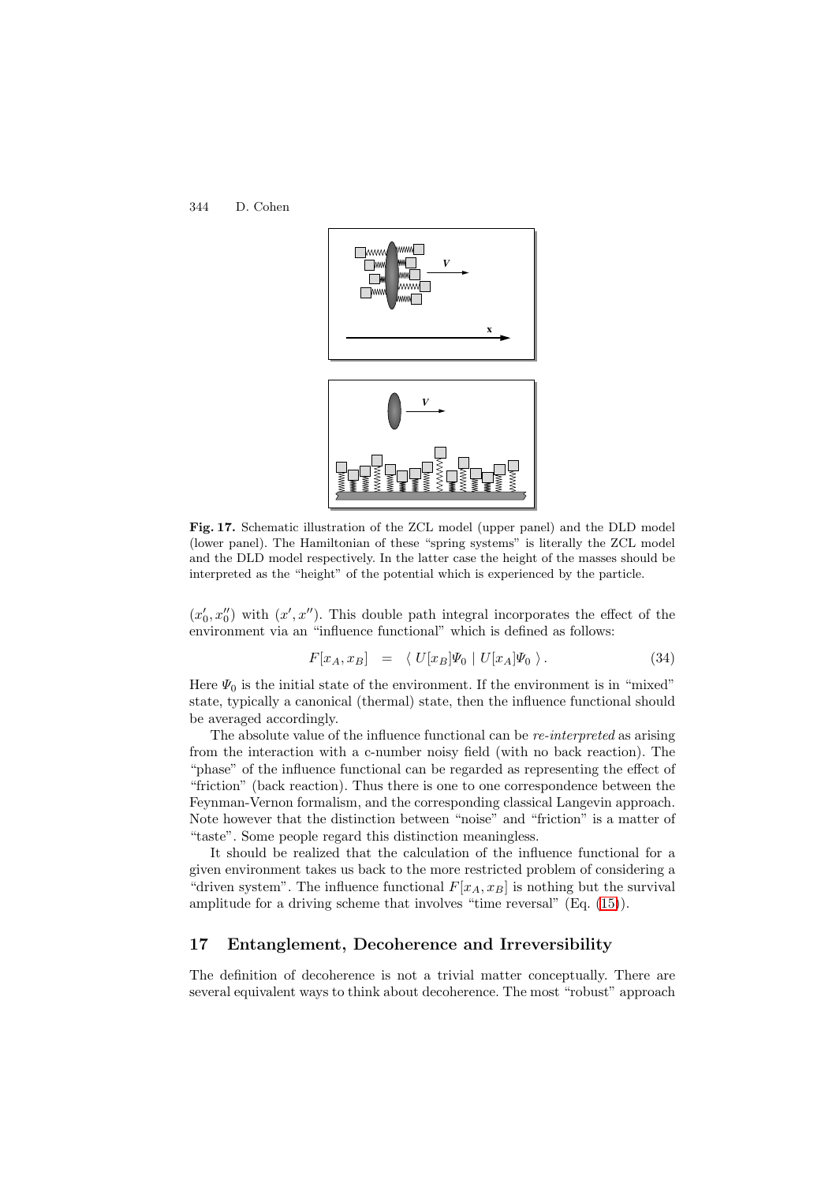**Fig. 17.** Schematic illustration of the ZCL model (upper panel) and the DLD model (lower panel). The Hamiltonian of these "spring systems" is literally the ZCL model and the DLD model respectively. In the latter case the height of the masses should be interpreted as the "height" of the potential which is experienced by the particle.

$(x_0', x_0'')$ with $(x', x'')$. This double path integral incorporates the effect of the environment via an "influence functional" which is defined as follows:

$$F[x_A, x_B] \;\; = \;\; \langle \; U[x_B]\Psi_0 \mid U[x_A]\Psi_0 \; \rangle \,. \tag{34}$$

Here $\Psi_0$ is the initial state of the environment. If the environment is in "mixed" state, typically a canonical (thermal) state, then the influence functional should be averaged accordingly.

The absolute value of the influence functional can be *re-interpreted* as arising from the interaction with a c-number noisy field (with no back reaction). The "phase" of the influence functional can be regarded as representing the effect of "friction" (back reaction). Thus there is one to one correspondence between the Feynman-Vernon formalism, and the corresponding classical Langevin approach. Note however that the distinction between "noise" and "friction" is a matter of "taste". Some people regard this distinction meaningless.

It should be realized that the calculation of the influence functional for a given environment takes us back to the more restricted problem of considering a "driven system". The influence functional $F[x_A, x_B]$ is nothing but the survival amplitude for a driving scheme that involves "time reversal" (Eq. (15)).

## 17 Entanglement, Decoherence and Irreversibility

The definition of decoherence is not a trivial matter conceptually. There are several equivalent ways to think about decoherence. The most "robust" approach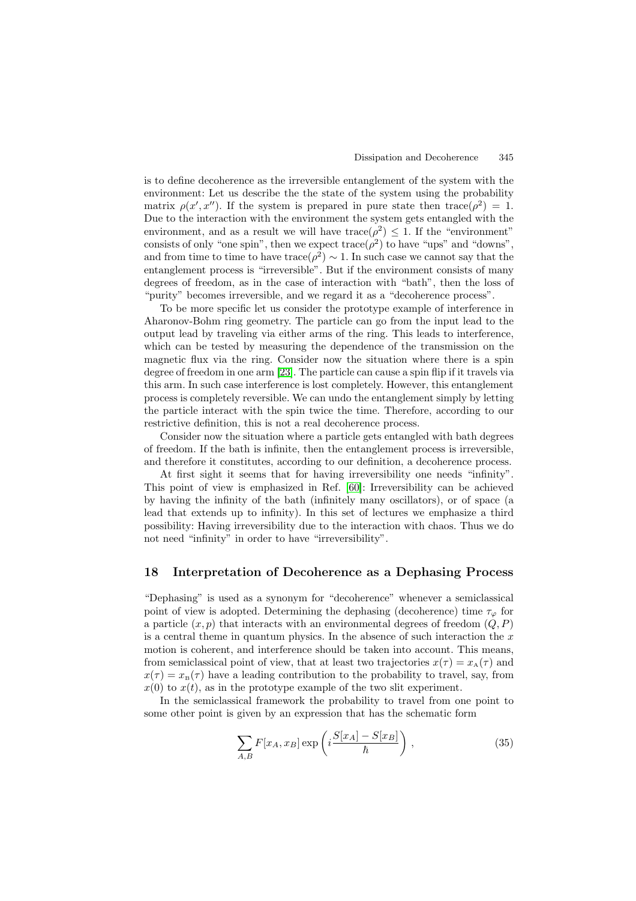is to define decoherence as the irreversible entanglement of the system with the environment: Let us describe the the state of the system using the probability matrix $\rho(x', x'')$. If the system is prepared in pure state then $\text{trace}(\rho^2) = 1$. Due to the interaction with the environment the system gets entangled with the environment, and as a result we will have $\text{trace}(\rho^2) \leq 1$. If the "environment" consists of only "one spin", then we expect $\text{trace}(\rho^2)$ to have "ups" and "downs", and from time to time to have $\text{trace}(\rho^2) \sim 1$. In such case we cannot say that the entanglement process is "irreversible". But if the environment consists of many degrees of freedom, as in the case of interaction with "bath", then the loss of "purity" becomes irreversible, and we regard it as a "decoherence process".

To be more specific let us consider the prototype example of interference in Aharonov-Bohm ring geometry. The particle can go from the input lead to the output lead by traveling via either arms of the ring. This leads to interference, which can be tested by measuring the dependence of the transmission on the magnetic flux via the ring. Consider now the situation where there is a spin degree of freedom in one arm [23]. The particle can cause a spin flip if it travels via this arm. In such case interference is lost completely. However, this entanglement process is completely reversible. We can undo the entanglement simply by letting the particle interact with the spin twice the time. Therefore, according to our restrictive definition, this is not a real decoherence process.

Consider now the situation where a particle gets entangled with bath degrees of freedom. If the bath is infinite, then the entanglement process is irreversible, and therefore it constitutes, according to our definition, a decoherence process.

At first sight it seems that for having irreversibility one needs "infinity". This point of view is emphasized in Ref. [60]: Irreversibility can be achieved by having the infinity of the bath (infinitely many oscillators), or of space (a lead that extends up to infinity). In this set of lectures we emphasize a third possibility: Having irreversibility due to the interaction with chaos. Thus we do not need "infinity" in order to have "irreversibility".

## 18 Interpretation of Decoherence as a Dephasing Process

"Dephasing" is used as a synonym for "decoherence" whenever a semiclassical point of view is adopted. Determining the dephasing (decoherence) time $\tau_\varphi$ for a particle $(x, p)$ that interacts with an environmental degrees of freedom $(Q, P)$ is a central theme in quantum physics. In the absence of such interaction the $x$ motion is coherent, and interference should be taken into account. This means, from semiclassical point of view, that at least two trajectories $x(\tau) = x_A(\tau)$ and $x(\tau) = x_B(\tau)$ have a leading contribution to the probability to travel, say, from $x(0)$ to $x(t)$, as in the prototype example of the two slit experiment.

In the semiclassical framework the probability to travel from one point to some other point is given by an expression that has the schematic form

$$\sum_{A,B} F[x_A, x_B] \exp\left(i\frac{S[x_A] - S[x_B]}{\hbar}\right) , \tag{35}$$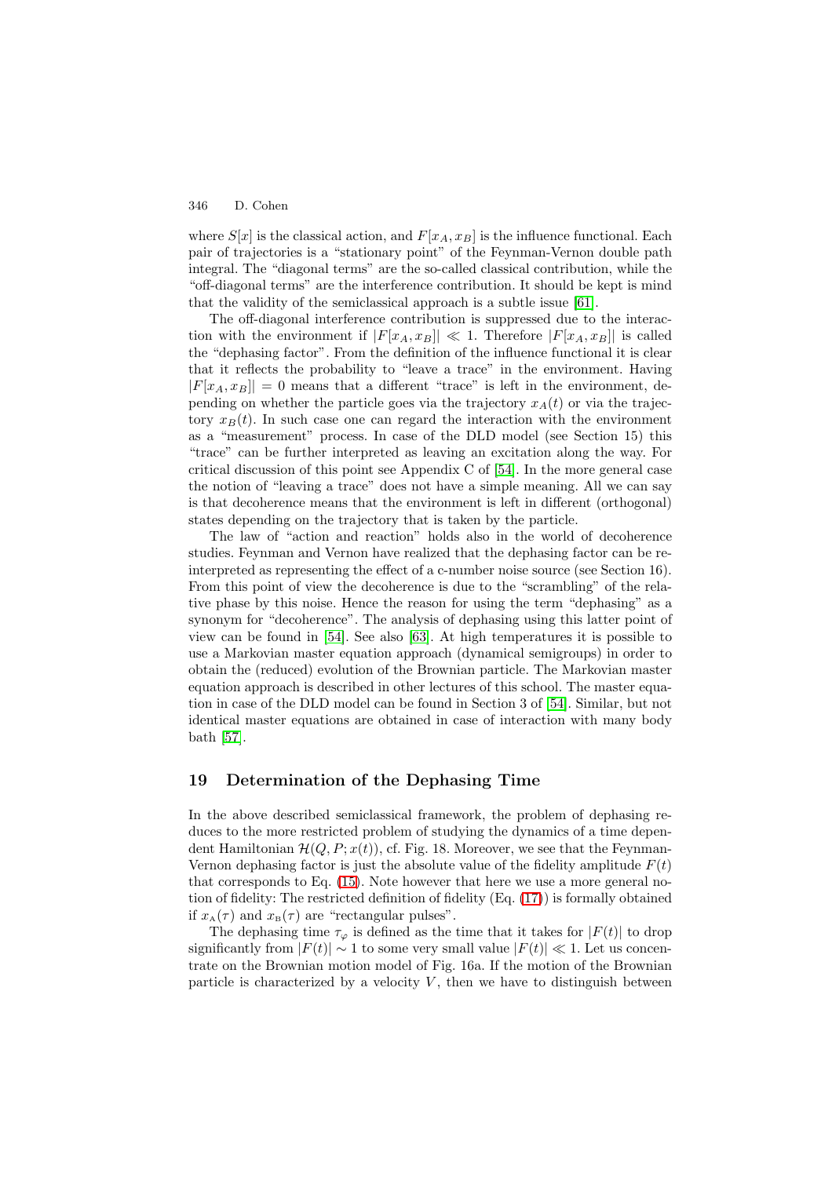where $S[x]$ is the classical action, and $F[x_A, x_B]$ is the influence functional. Each pair of trajectories is a "stationary point" of the Feynman-Vernon double path integral. The "diagonal terms" are the so-called classical contribution, while the "off-diagonal terms" are the interference contribution. It should be kept is mind that the validity of the semiclassical approach is a subtle issue [61].

The off-diagonal interference contribution is suppressed due to the interaction with the environment if $|F[x_A, x_B]| \ll 1$. Therefore $|F[x_A, x_B]|$ is called the "dephasing factor". From the definition of the influence functional it is clear that it reflects the probability to "leave a trace" in the environment. Having $|F[x_A, x_B]| = 0$ means that a different "trace" is left in the environment, depending on whether the particle goes via the trajectory $x_A(t)$ or via the trajectory $x_B(t)$. In such case one can regard the interaction with the environment as a "measurement" process. In case of the DLD model (see Section 15) this "trace" can be further interpreted as leaving an excitation along the way. For critical discussion of this point see Appendix C of [54]. In the more general case the notion of "leaving a trace" does not have a simple meaning. All we can say is that decoherence means that the environment is left in different (orthogonal) states depending on the trajectory that is taken by the particle.

The law of "action and reaction" holds also in the world of decoherence studies. Feynman and Vernon have realized that the dephasing factor can be reinterpreted as representing the effect of a c-number noise source (see Section 16). From this point of view the decoherence is due to the "scrambling" of the relative phase by this noise. Hence the reason for using the term "dephasing" as a synonym for "decoherence". The analysis of dephasing using this latter point of view can be found in [54]. See also [63]. At high temperatures it is possible to use a Markovian master equation approach (dynamical semigroups) in order to obtain the (reduced) evolution of the Brownian particle. The Markovian master equation approach is described in other lectures of this school. The master equation in case of the DLD model can be found in Section 3 of [54]. Similar, but not identical master equations are obtained in case of interaction with many body bath [57].

## 19 Determination of the Dephasing Time

In the above described semiclassical framework, the problem of dephasing reduces to the more restricted problem of studying the dynamics of a time dependent Hamiltonian $\mathcal{H}(Q, P; x(t))$, cf. Fig. 18. Moreover, we see that the Feynman-Vernon dephasing factor is just the absolute value of the fidelity amplitude $F(t)$ that corresponds to Eq. (15). Note however that here we use a more general notion of fidelity: The restricted definition of fidelity (Eq. (17)) is formally obtained if $x_{\rm A}(\tau)$ and $x_{\rm B}(\tau)$ are "rectangular pulses".

The dephasing time $\tau_\varphi$ is defined as the time that it takes for $|F(t)|$ to drop significantly from $|F(t)| \sim 1$ to some very small value $|F(t)| \ll 1$. Let us concentrate on the Brownian motion model of Fig. 16a. If the motion of the Brownian particle is characterized by a velocity $V$, then we have to distinguish between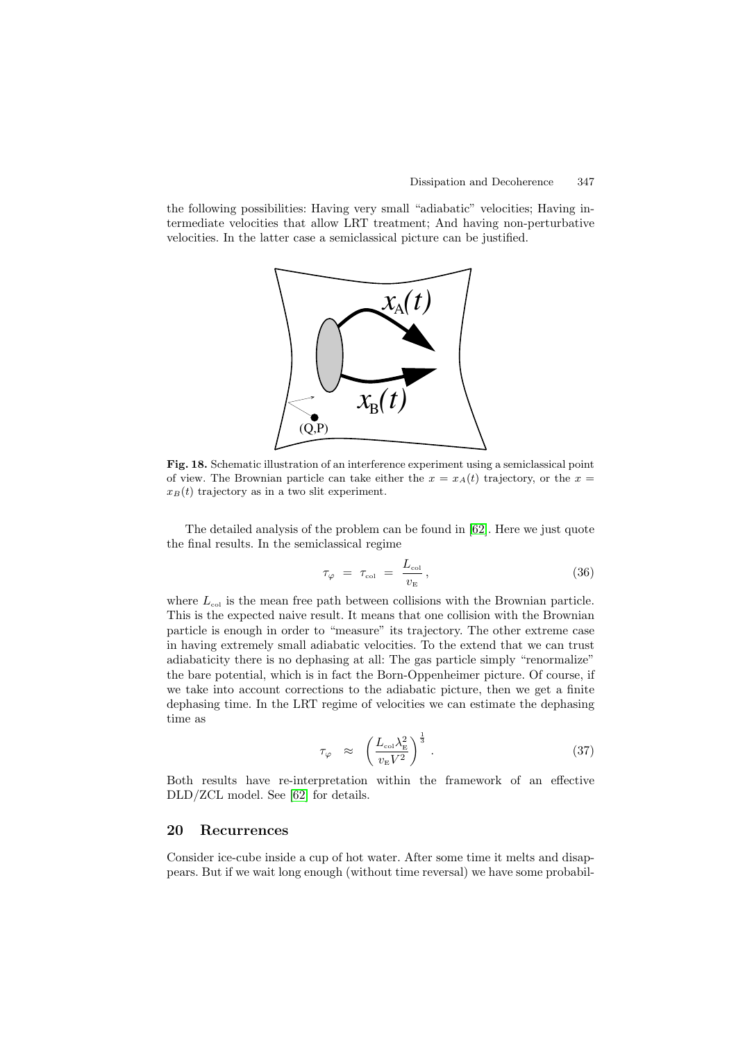the following possibilities: Having very small "adiabatic" velocities; Having intermediate velocities that allow LRT treatment; And having non-perturbative velocities. In the latter case a semiclassical picture can be justified.

**Fig. 18.** Schematic illustration of an interference experiment using a semiclassical point of view. The Brownian particle can take either the $x = x_A(t)$ trajectory, or the $x = x_B(t)$ trajectory as in a two slit experiment.

The detailed analysis of the problem can be found in [62]. Here we just quote the final results. In the semiclassical regime

$$\tau_\varphi \;=\; \tau_{\text{col}} \;=\; \frac{L_{\text{col}}}{v_{\text{E}}}\,, \tag{36}$$

where $L_{\text{col}}$ is the mean free path between collisions with the Brownian particle. This is the expected naive result. It means that one collision with the Brownian particle is enough in order to "measure" its trajectory. The other extreme case in having extremely small adiabatic velocities. To the extend that we can trust adiabaticity there is no dephasing at all: The gas particle simply "renormalize" the bare potential, which is in fact the Born-Oppenheimer picture. Of course, if we take into account corrections to the adiabatic picture, then we get a finite dephasing time. In the LRT regime of velocities we can estimate the dephasing time as

$$\tau_\varphi \;\approx\; \left(\frac{L_{\text{col}}\lambda_{\text{E}}^2}{v_{\text{E}}V^2}\right)^{\frac{1}{3}}\,. \tag{37}$$

Both results have re-interpretation within the framework of an effective DLD/ZCL model. See [62] for details.

## 20 Recurrences

Consider ice-cube inside a cup of hot water. After some time it melts and disappears. But if we wait long enough (without time reversal) we have some probabil-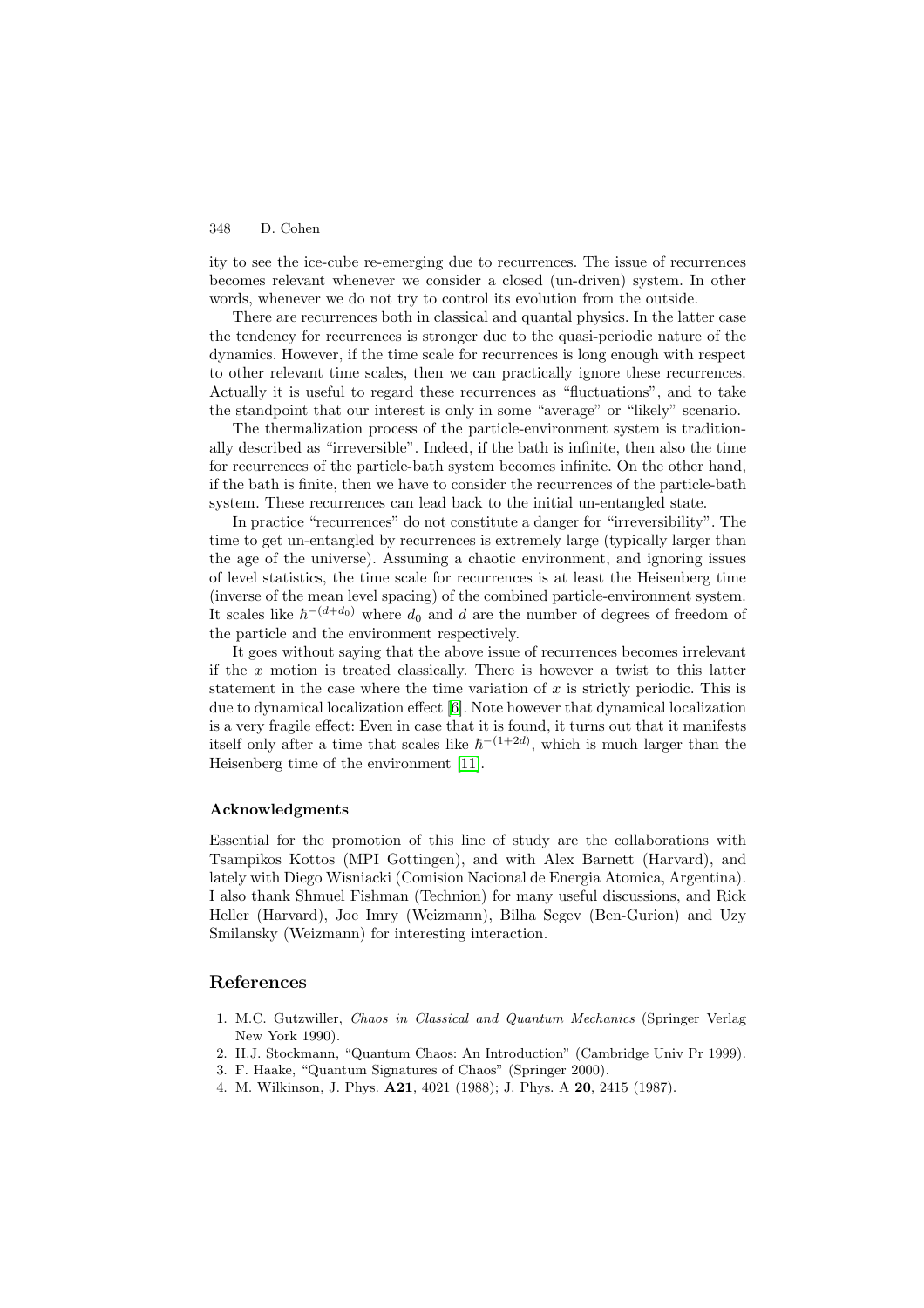ity to see the ice-cube re-emerging due to recurrences. The issue of recurrences becomes relevant whenever we consider a closed (un-driven) system. In other words, whenever we do not try to control its evolution from the outside.

There are recurrences both in classical and quantal physics. In the latter case the tendency for recurrences is stronger due to the quasi-periodic nature of the dynamics. However, if the time scale for recurrences is long enough with respect to other relevant time scales, then we can practically ignore these recurrences. Actually it is useful to regard these recurrences as "fluctuations", and to take the standpoint that our interest is only in some "average" or "likely" scenario.

The thermalization process of the particle-environment system is traditionally described as "irreversible". Indeed, if the bath is infinite, then also the time for recurrences of the particle-bath system becomes infinite. On the other hand, if the bath is finite, then we have to consider the recurrences of the particle-bath system. These recurrences can lead back to the initial un-entangled state.

In practice "recurrences" do not constitute a danger for "irreversibility". The time to get un-entangled by recurrences is extremely large (typically larger than the age of the universe). Assuming a chaotic environment, and ignoring issues of level statistics, the time scale for recurrences is at least the Heisenberg time (inverse of the mean level spacing) of the combined particle-environment system. It scales like $\hbar^{-(d+d_0)}$ where $d_0$ and $d$ are the number of degrees of freedom of the particle and the environment respectively.

It goes without saying that the above issue of recurrences becomes irrelevant if the $x$ motion is treated classically. There is however a twist to this latter statement in the case where the time variation of $x$ is strictly periodic. This is due to dynamical localization effect [6]. Note however that dynamical localization is a very fragile effect: Even in case that it is found, it turns out that it manifests itself only after a time that scales like $\hbar^{-(1+2d)}$, which is much larger than the Heisenberg time of the environment [11].

### Acknowledgments

Essential for the promotion of this line of study are the collaborations with Tsampikos Kottos (MPI Gottingen), and with Alex Barnett (Harvard), and lately with Diego Wisniacki (Comision Nacional de Energia Atomica, Argentina). I also thank Shmuel Fishman (Technion) for many useful discussions, and Rick Heller (Harvard), Joe Imry (Weizmann), Bilha Segev (Ben-Gurion) and Uzy Smilansky (Weizmann) for interesting interaction.

## References

1. M.C. Gutzwiller, *Chaos in Classical and Quantum Mechanics* (Springer Verlag New York 1990).
2. H.J. Stockmann, "Quantum Chaos: An Introduction" (Cambridge Univ Pr 1999).
3. F. Haake, "Quantum Signatures of Chaos" (Springer 2000).
4. M. Wilkinson, J. Phys. **A21**, 4021 (1988); J. Phys. A **20**, 2415 (1987).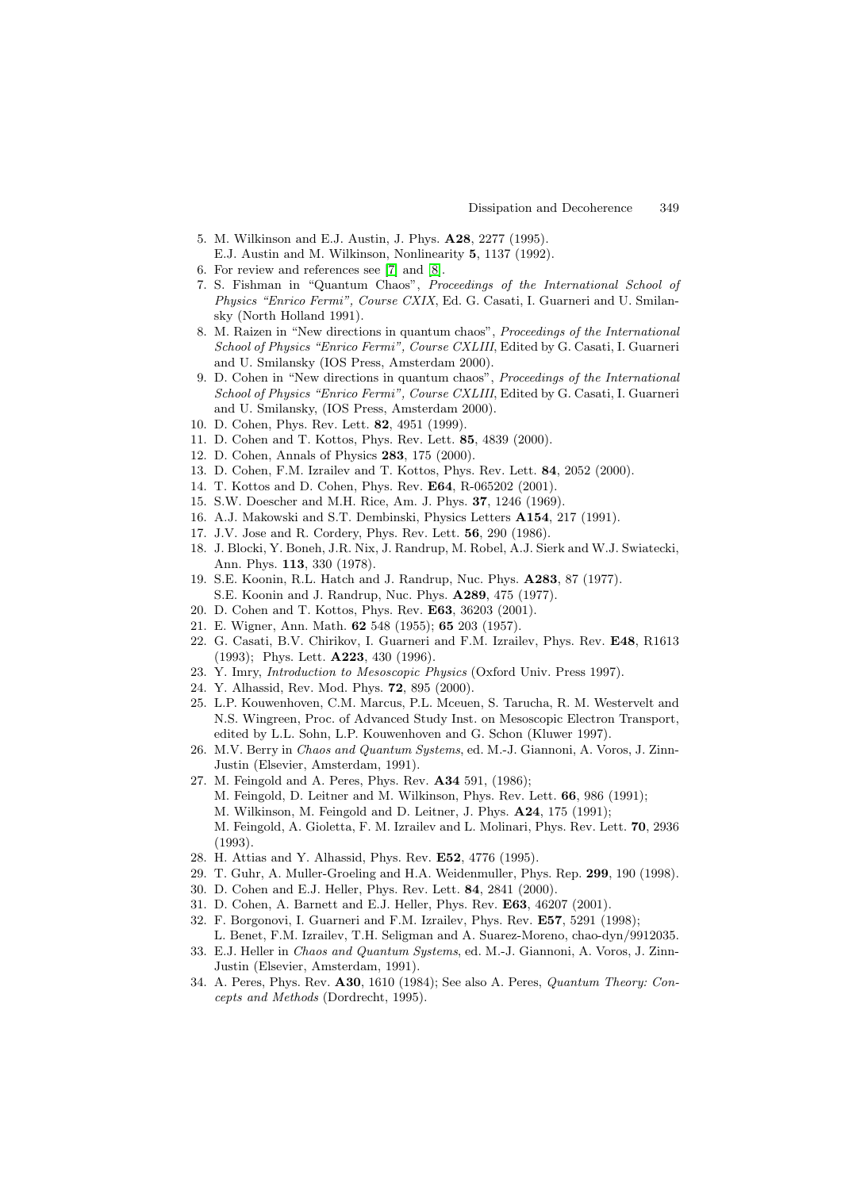5. M. Wilkinson and E.J. Austin, J. Phys. **A28**, 2277 (1995).
   E.J. Austin and M. Wilkinson, Nonlinearity **5**, 1137 (1992).
6. For review and references see [7] and [8].
7. S. Fishman in "Quantum Chaos", *Proceedings of the International School of Physics "Enrico Fermi", Course CXIX*, Ed. G. Casati, I. Guarneri and U. Smilansky (North Holland 1991).
8. M. Raizen in "New directions in quantum chaos", *Proceedings of the International School of Physics "Enrico Fermi", Course CXLIII*, Edited by G. Casati, I. Guarneri and U. Smilansky (IOS Press, Amsterdam 2000).
9. D. Cohen in "New directions in quantum chaos", *Proceedings of the International School of Physics "Enrico Fermi", Course CXLIII*, Edited by G. Casati, I. Guarneri and U. Smilansky, (IOS Press, Amsterdam 2000).
10. D. Cohen, Phys. Rev. Lett. **82**, 4951 (1999).
11. D. Cohen and T. Kottos, Phys. Rev. Lett. **85**, 4839 (2000).
12. D. Cohen, Annals of Physics **283**, 175 (2000).
13. D. Cohen, F.M. Izrailev and T. Kottos, Phys. Rev. Lett. **84**, 2052 (2000).
14. T. Kottos and D. Cohen, Phys. Rev. **E64**, R-065202 (2001).
15. S.W. Doescher and M.H. Rice, Am. J. Phys. **37**, 1246 (1969).
16. A.J. Makowski and S.T. Dembinski, Physics Letters **A154**, 217 (1991).
17. J.V. Jose and R. Cordery, Phys. Rev. Lett. **56**, 290 (1986).
18. J. Blocki, Y. Boneh, J.R. Nix, J. Randrup, M. Robel, A.J. Sierk and W.J. Swiatecki, Ann. Phys. **113**, 330 (1978).
19. S.E. Koonin, R.L. Hatch and J. Randrup, Nuc. Phys. **A283**, 87 (1977).
    S.E. Koonin and J. Randrup, Nuc. Phys. **A289**, 475 (1977).
20. D. Cohen and T. Kottos, Phys. Rev. **E63**, 36203 (2001).
21. E. Wigner, Ann. Math. **62** 548 (1955); **65** 203 (1957).
22. G. Casati, B.V. Chirikov, I. Guarneri and F.M. Izrailev, Phys. Rev. **E48**, R1613 (1993); Phys. Lett. **A223**, 430 (1996).
23. Y. Imry, *Introduction to Mesoscopic Physics* (Oxford Univ. Press 1997).
24. Y. Alhassid, Rev. Mod. Phys. **72**, 895 (2000).
25. L.P. Kouwenhoven, C.M. Marcus, P.L. Mceuen, S. Tarucha, R. M. Westervelt and N.S. Wingreen, Proc. of Advanced Study Inst. on Mesoscopic Electron Transport, edited by L.L. Sohn, L.P. Kouwenhoven and G. Schon (Kluwer 1997).
26. M.V. Berry in *Chaos and Quantum Systems*, ed. M.-J. Giannoni, A. Voros, J. Zinn-Justin (Elsevier, Amsterdam, 1991).
27. M. Feingold and A. Peres, Phys. Rev. **A34** 591, (1986);
    M. Feingold, D. Leitner and M. Wilkinson, Phys. Rev. Lett. **66**, 986 (1991);
    M. Wilkinson, M. Feingold and D. Leitner, J. Phys. **A24**, 175 (1991);
    M. Feingold, A. Gioletta, F. M. Izrailev and L. Molinari, Phys. Rev. Lett. **70**, 2936 (1993).
28. H. Attias and Y. Alhassid, Phys. Rev. **E52**, 4776 (1995).
29. T. Guhr, A. Muller-Groeling and H.A. Weidenmuller, Phys. Rep. **299**, 190 (1998).
30. D. Cohen and E.J. Heller, Phys. Rev. Lett. **84**, 2841 (2000).
31. D. Cohen, A. Barnett and E.J. Heller, Phys. Rev. **E63**, 46207 (2001).
32. F. Borgonovi, I. Guarneri and F.M. Izrailev, Phys. Rev. **E57**, 5291 (1998);
    L. Benet, F.M. Izrailev, T.H. Seligman and A. Suarez-Moreno, chao-dyn/9912035.
33. E.J. Heller in *Chaos and Quantum Systems*, ed. M.-J. Giannoni, A. Voros, J. Zinn-Justin (Elsevier, Amsterdam, 1991).
34. A. Peres, Phys. Rev. **A30**, 1610 (1984); See also A. Peres, *Quantum Theory: Concepts and Methods* (Dordrecht, 1995).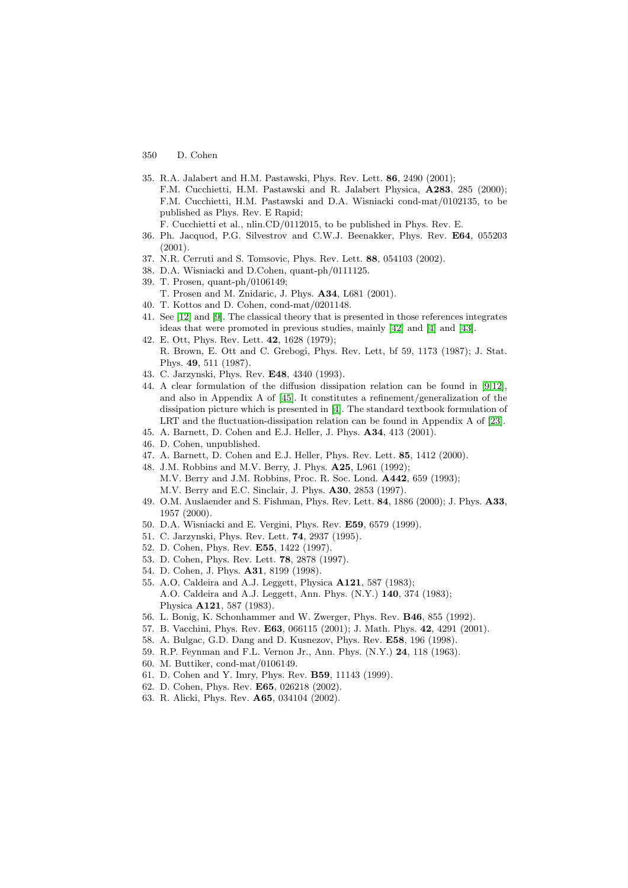35. R.A. Jalabert and H.M. Pastawski, Phys. Rev. Lett. **86**, 2490 (2001);
F.M. Cucchietti, H.M. Pastawski and R. Jalabert Physica, **A283**, 285 (2000);
F.M. Cucchietti, H.M. Pastawski and D.A. Wisniacki cond-mat/0102135, to be published as Phys. Rev. E Rapid;
F. Cucchietti et al., nlin.CD/0112015, to be published in Phys. Rev. E.
36. Ph. Jacquod, P.G. Silvestrov and C.W.J. Beenakker, Phys. Rev. **E64**, 055203 (2001).
37. N.R. Cerruti and S. Tomsovic, Phys. Rev. Lett. **88**, 054103 (2002).
38. D.A. Wisniacki and D.Cohen, quant-ph/0111125.
39. T. Prosen, quant-ph/0106149;
T. Prosen and M. Znidaric, J. Phys. **A34**, L681 (2001).
40. T. Kottos and D. Cohen, cond-mat/0201148.
41. See [12] and [9]. The classical theory that is presented in those references integrates ideas that were promoted in previous studies, mainly [42] and [4] and [43].
42. E. Ott, Phys. Rev. Lett. **42**, 1628 (1979);
R. Brown, E. Ott and C. Grebogi, Phys. Rev. Lett, bf 59, 1173 (1987); J. Stat. Phys. **49**, 511 (1987).
43. C. Jarzynski, Phys. Rev. **E48**, 4340 (1993).
44. A clear formulation of the diffusion dissipation relation can be found in [9,12], and also in Appendix A of [45]. It constitutes a refinement/generalization of the dissipation picture which is presented in [4]. The standard textbook formulation of LRT and the fluctuation-dissipation relation can be found in Appendix A of [23].
45. A. Barnett, D. Cohen and E.J. Heller, J. Phys. **A34**, 413 (2001).
46. D. Cohen, unpublished.
47. A. Barnett, D. Cohen and E.J. Heller, Phys. Rev. Lett. **85**, 1412 (2000).
48. J.M. Robbins and M.V. Berry, J. Phys. **A25**, L961 (1992);
M.V. Berry and J.M. Robbins, Proc. R. Soc. Lond. **A442**, 659 (1993);
M.V. Berry and E.C. Sinclair, J. Phys. **A30**, 2853 (1997).
49. O.M. Auslaender and S. Fishman, Phys. Rev. Lett. **84**, 1886 (2000); J. Phys. **A33**, 1957 (2000).
50. D.A. Wisniacki and E. Vergini, Phys. Rev. **E59**, 6579 (1999).
51. C. Jarzynski, Phys. Rev. Lett. **74**, 2937 (1995).
52. D. Cohen, Phys. Rev. **E55**, 1422 (1997).
53. D. Cohen, Phys. Rev. Lett. **78**, 2878 (1997).
54. D. Cohen, J. Phys. **A31**, 8199 (1998).
55. A.O. Caldeira and A.J. Leggett, Physica **A121**, 587 (1983);
A.O. Caldeira and A.J. Leggett, Ann. Phys. (N.Y.) **140**, 374 (1983);
Physica **A121**, 587 (1983).
56. L. Bonig, K. Schonhammer and W. Zwerger, Phys. Rev. **B46**, 855 (1992).
57. B. Vacchini, Phys. Rev. **E63**, 066115 (2001); J. Math. Phys. **42**, 4291 (2001).
58. A. Bulgac, G.D. Dang and D. Kusnezov, Phys. Rev. **E58**, 196 (1998).
59. R.P. Feynman and F.L. Vernon Jr., Ann. Phys. (N.Y.) **24**, 118 (1963).
60. M. Buttiker, cond-mat/0106149.
61. D. Cohen and Y. Imry, Phys. Rev. **B59**, 11143 (1999).
62. D. Cohen, Phys. Rev. **E65**, 026218 (2002).
63. R. Alicki, Phys. Rev. **A65**, 034104 (2002).